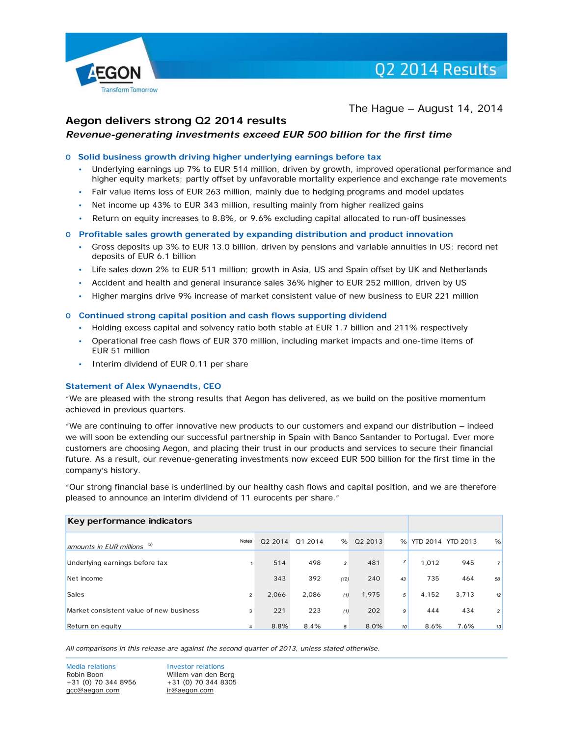Q2 2014 Results

The Hague – August 14, 2014

# Aegon delivers strong Q2 2014 results

***Revenue-generating investments exceed EUR 500 billion for the first time***

- **Solid business growth driving higher underlying earnings before tax**
  - Underlying earnings up 7% to EUR 514 million, driven by growth, improved operational performance and higher equity markets; partly offset by unfavorable mortality experience and exchange rate movements
  - Fair value items loss of EUR 263 million, mainly due to hedging programs and model updates
  - Net income up 43% to EUR 343 million, resulting mainly from higher realized gains
  - Return on equity increases to 8.8%, or 9.6% excluding capital allocated to run-off businesses
- **Profitable sales growth generated by expanding distribution and product innovation**
  - Gross deposits up 3% to EUR 13.0 billion, driven by pensions and variable annuities in US; record net deposits of EUR 6.1 billion
  - Life sales down 2% to EUR 511 million; growth in Asia, US and Spain offset by UK and Netherlands
  - Accident and health and general insurance sales 36% higher to EUR 252 million, driven by US
  - Higher margins drive 9% increase of market consistent value of new business to EUR 221 million
- **Continued strong capital position and cash flows supporting dividend**
  - Holding excess capital and solvency ratio both stable at EUR 1.7 billion and 211% respectively
  - Operational free cash flows of EUR 370 million, including market impacts and one-time items of EUR 51 million
  - Interim dividend of EUR 0.11 per share

## Statement of Alex Wynaendts, CEO

"We are pleased with the strong results that Aegon has delivered, as we build on the positive momentum achieved in previous quarters.

"We are continuing to offer innovative new products to our customers and expand our distribution – indeed we will soon be extending our successful partnership in Spain with Banco Santander to Portugal. Ever more customers are choosing Aegon, and placing their trust in our products and services to secure their financial future. As a result, our revenue-generating investments now exceed EUR 500 billion for the first time in the company's history.

"Our strong financial base is underlined by our healthy cash flows and capital position, and we are therefore pleased to announce an interim dividend of 11 eurocents per share."

| Key performance indicators | | | | | | | | | | |
|---|---|---|---|---|---|---|---|---|---|---|
| *amounts in EUR millions* [b)] | Notes | Q2 2014 | Q1 2014 | % | Q2 2013 | % | YTD 2014 | YTD 2013 | % |
| Underlying earnings before tax | 1 | 514 | 498 | 3 | 481 | 7 | 1,012 | 945 | 7 |
| Net income | | 343 | 392 | (12) | 240 | 43 | 735 | 464 | 58 |
| Sales | 2 | 2,066 | 2,086 | (1) | 1,975 | 5 | 4,152 | 3,713 | 12 |
| Market consistent value of new business | 3 | 221 | 223 | (1) | 202 | 9 | 444 | 434 | 2 |
| Return on equity | 4 | 8.8% | 8.4% | 5 | 8.0% | 10 | 8.6% | 7.6% | 13 |

*All comparisons in this release are against the second quarter of 2013, unless stated otherwise.*

Media relations
Robin Boon
+31 (0) 70 344 8956
gcc@aegon.com

Investor relations
Willem van den Berg
+31 (0) 70 344 8305
ir@aegon.com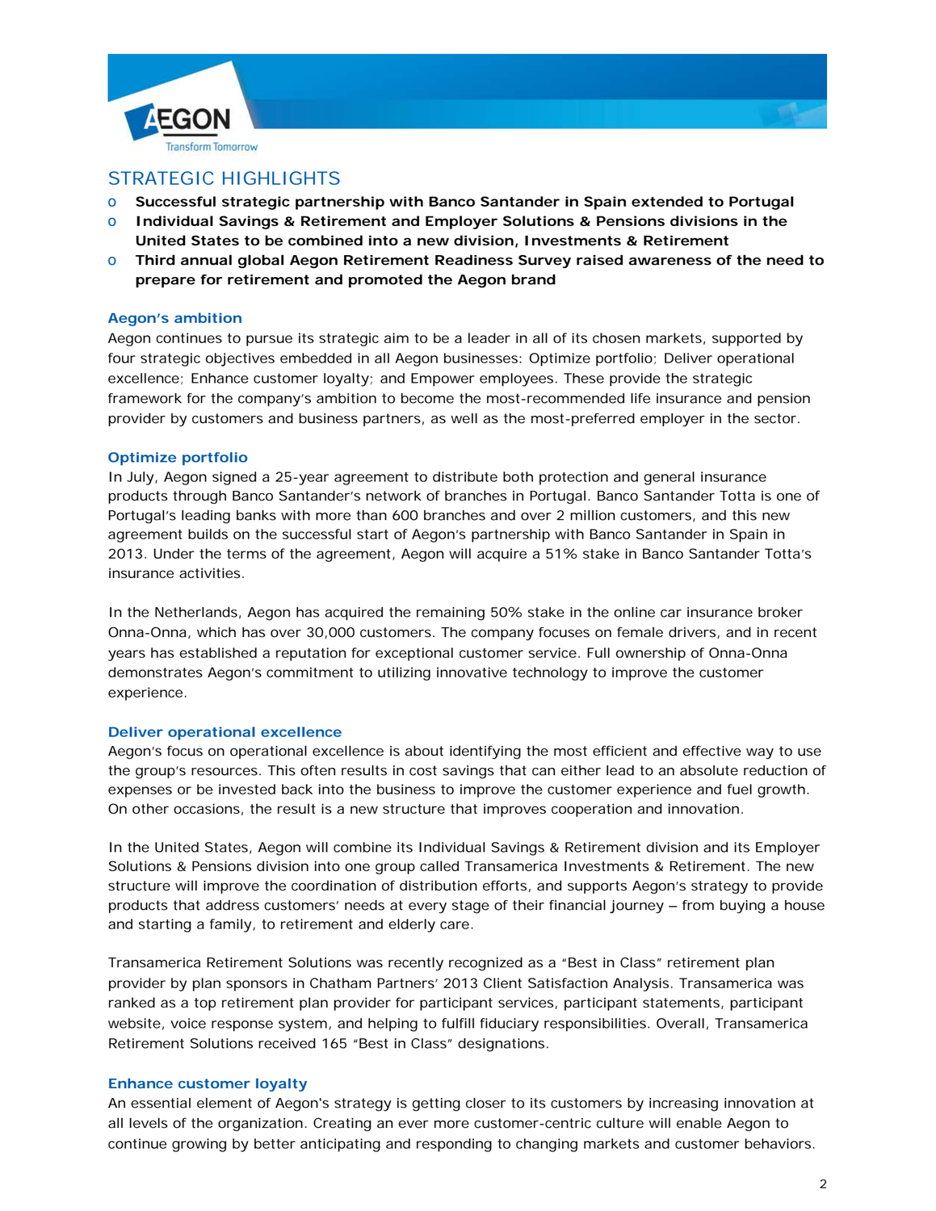## STRATEGIC HIGHLIGHTS

- **Successful strategic partnership with Banco Santander in Spain extended to Portugal**
- **Individual Savings & Retirement and Employer Solutions & Pensions divisions in the United States to be combined into a new division, Investments & Retirement**
- **Third annual global Aegon Retirement Readiness Survey raised awareness of the need to prepare for retirement and promoted the Aegon brand**

### Aegon's ambition

Aegon continues to pursue its strategic aim to be a leader in all of its chosen markets, supported by four strategic objectives embedded in all Aegon businesses: Optimize portfolio; Deliver operational excellence; Enhance customer loyalty; and Empower employees. These provide the strategic framework for the company's ambition to become the most-recommended life insurance and pension provider by customers and business partners, as well as the most-preferred employer in the sector.

### Optimize portfolio

In July, Aegon signed a 25-year agreement to distribute both protection and general insurance products through Banco Santander's network of branches in Portugal. Banco Santander Totta is one of Portugal's leading banks with more than 600 branches and over 2 million customers, and this new agreement builds on the successful start of Aegon's partnership with Banco Santander in Spain in 2013. Under the terms of the agreement, Aegon will acquire a 51% stake in Banco Santander Totta's insurance activities.

In the Netherlands, Aegon has acquired the remaining 50% stake in the online car insurance broker Onna-Onna, which has over 30,000 customers. The company focuses on female drivers, and in recent years has established a reputation for exceptional customer service. Full ownership of Onna-Onna demonstrates Aegon's commitment to utilizing innovative technology to improve the customer experience.

### Deliver operational excellence

Aegon's focus on operational excellence is about identifying the most efficient and effective way to use the group's resources. This often results in cost savings that can either lead to an absolute reduction of expenses or be invested back into the business to improve the customer experience and fuel growth. On other occasions, the result is a new structure that improves cooperation and innovation.

In the United States, Aegon will combine its Individual Savings & Retirement division and its Employer Solutions & Pensions division into one group called Transamerica Investments & Retirement. The new structure will improve the coordination of distribution efforts, and supports Aegon's strategy to provide products that address customers' needs at every stage of their financial journey – from buying a house and starting a family, to retirement and elderly care.

Transamerica Retirement Solutions was recently recognized as a "Best in Class" retirement plan provider by plan sponsors in Chatham Partners' 2013 Client Satisfaction Analysis. Transamerica was ranked as a top retirement plan provider for participant services, participant statements, participant website, voice response system, and helping to fulfill fiduciary responsibilities. Overall, Transamerica Retirement Solutions received 165 "Best in Class" designations.

### Enhance customer loyalty

An essential element of Aegon's strategy is getting closer to its customers by increasing innovation at all levels of the organization. Creating an ever more customer-centric culture will enable Aegon to continue growing by better anticipating and responding to changing markets and customer behaviors.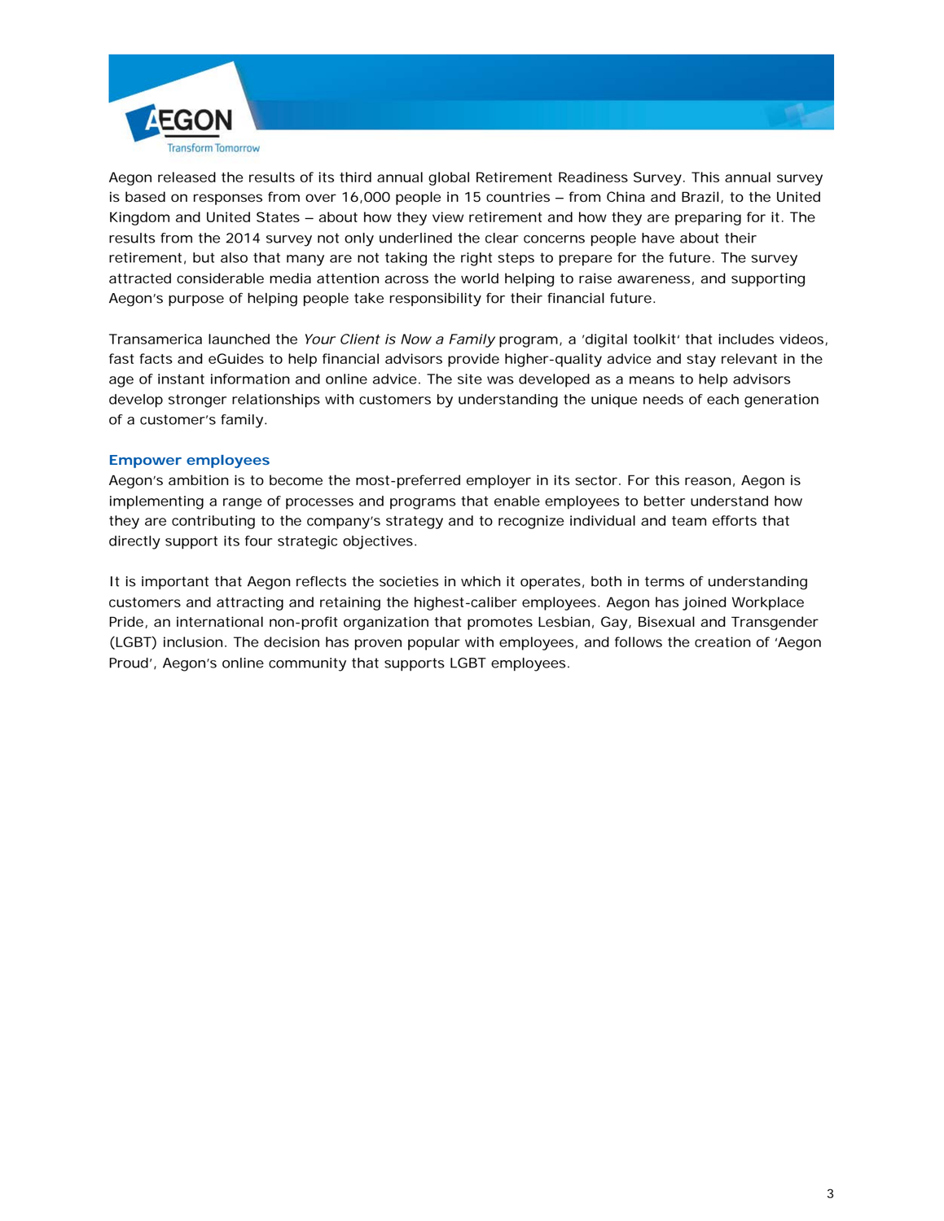Aegon released the results of its third annual global Retirement Readiness Survey. This annual survey is based on responses from over 16,000 people in 15 countries – from China and Brazil, to the United Kingdom and United States – about how they view retirement and how they are preparing for it. The results from the 2014 survey not only underlined the clear concerns people have about their retirement, but also that many are not taking the right steps to prepare for the future. The survey attracted considerable media attention across the world helping to raise awareness, and supporting Aegon's purpose of helping people take responsibility for their financial future.

Transamerica launched the *Your Client is Now a Family* program, a 'digital toolkit' that includes videos, fast facts and eGuides to help financial advisors provide higher-quality advice and stay relevant in the age of instant information and online advice. The site was developed as a means to help advisors develop stronger relationships with customers by understanding the unique needs of each generation of a customer's family.

### Empower employees

Aegon's ambition is to become the most-preferred employer in its sector. For this reason, Aegon is implementing a range of processes and programs that enable employees to better understand how they are contributing to the company's strategy and to recognize individual and team efforts that directly support its four strategic objectives.

It is important that Aegon reflects the societies in which it operates, both in terms of understanding customers and attracting and retaining the highest-caliber employees. Aegon has joined Workplace Pride, an international non-profit organization that promotes Lesbian, Gay, Bisexual and Transgender (LGBT) inclusion. The decision has proven popular with employees, and follows the creation of 'Aegon Proud', Aegon's online community that supports LGBT employees.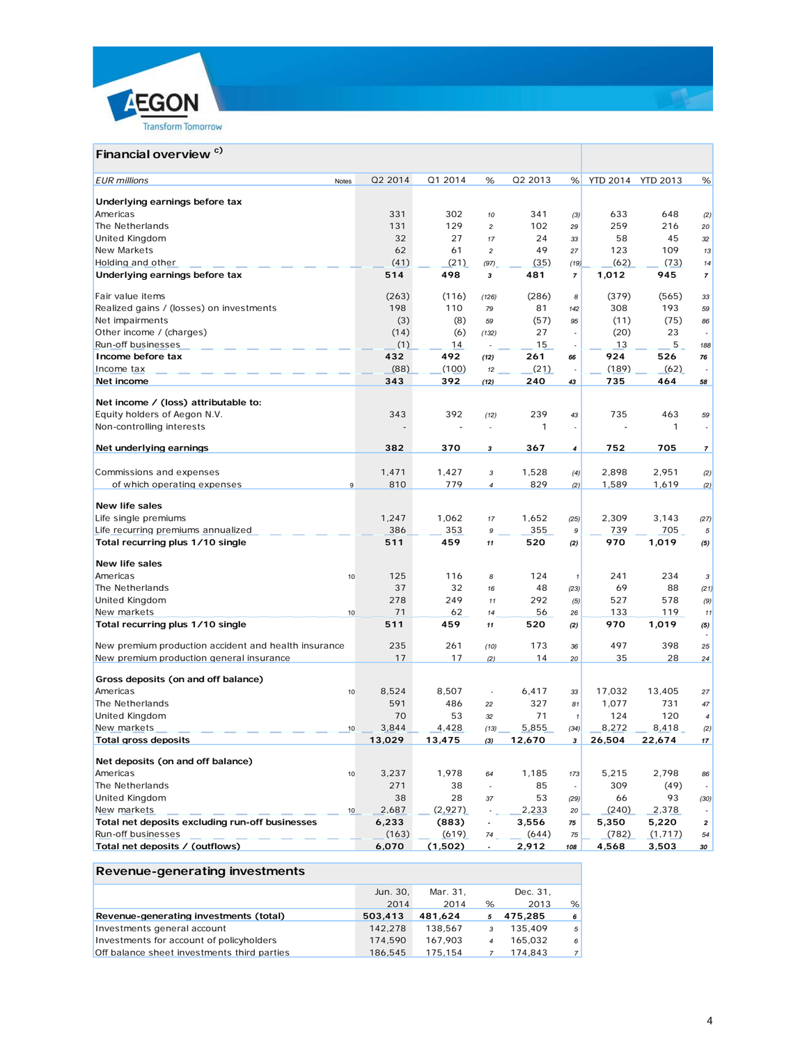## Financial overview c)

| EUR millions | Notes | Q2 2014 | Q1 2014 | % | Q2 2013 | % | YTD 2014 | YTD 2013 | % |
|---|---|---|---|---|---|---|---|---|---|
| **Underlying earnings before tax** | | | | | | | | | |
| Americas | | 331 | 302 | 10 | 341 | (3) | 633 | 648 | (2) |
| The Netherlands | | 131 | 129 | 2 | 102 | 29 | 259 | 216 | 20 |
| United Kingdom | | 32 | 27 | 17 | 24 | 33 | 58 | 45 | 32 |
| New Markets | | 62 | 61 | 2 | 49 | 27 | 123 | 109 | 13 |
| Holding and other | | (41) | (21) | (97) | (35) | (19) | (62) | (73) | 14 |
| **Underlying earnings before tax** | | **514** | **498** | **3** | **481** | **7** | **1,012** | **945** | **7** |
| | | | | | | | | | |
| Fair value items | | (263) | (116) | (126) | (286) | 8 | (379) | (565) | 33 |
| Realized gains / (losses) on investments | | 198 | 110 | 79 | 81 | 142 | 308 | 193 | 59 |
| Net impairments | | (3) | (8) | 59 | (57) | 95 | (11) | (75) | 86 |
| Other income / (charges) | | (14) | (6) | (132) | 27 | - | (20) | 23 | - |
| Run-off businesses | | (1) | 14 | - | 15 | - | 13 | 5 | 188 |
| **Income before tax** | | **432** | **492** | **(12)** | **261** | **66** | **924** | **526** | **76** |
| Income tax | | (88) | (100) | 12 | (21) | - | (189) | (62) | - |
| **Net income** | | **343** | **392** | **(12)** | **240** | **43** | **735** | **464** | **58** |
| | | | | | | | | | |
| **Net income / (loss) attributable to:** | | | | | | | | | |
| Equity holders of Aegon N.V. | | 343 | 392 | (12) | 239 | 43 | 735 | 463 | 59 |
| Non-controlling interests | | - | - | - | 1 | - | - | 1 | - |
| | | | | | | | | | |
| **Net underlying earnings** | | **382** | **370** | **3** | **367** | **4** | **752** | **705** | **7** |
| | | | | | | | | | |
| Commissions and expenses | | 1,471 | 1,427 | 3 | 1,528 | (4) | 2,898 | 2,951 | (2) |
| of which operating expenses | 9 | 810 | 779 | 4 | 829 | (2) | 1,589 | 1,619 | (2) |
| | | | | | | | | | |
| **New life sales** | | | | | | | | | |
| Life single premiums | | 1,247 | 1,062 | 17 | 1,652 | (25) | 2,309 | 3,143 | (27) |
| Life recurring premiums annualized | | 386 | 353 | 9 | 355 | 9 | 739 | 705 | 5 |
| **Total recurring plus 1/10 single** | | **511** | **459** | **11** | **520** | **(2)** | **970** | **1,019** | **(5)** |
| | | | | | | | | | |
| **New life sales** | | | | | | | | | |
| Americas | 10 | 125 | 116 | 8 | 124 | 1 | 241 | 234 | 3 |
| The Netherlands | | 37 | 32 | 16 | 48 | (23) | 69 | 88 | (21) |
| United Kingdom | | 278 | 249 | 11 | 292 | (5) | 527 | 578 | (9) |
| New markets | 10 | 71 | 62 | 14 | 56 | 26 | 133 | 119 | 11 |
| **Total recurring plus 1/10 single** | | **511** | **459** | **11** | **520** | **(2)** | **970** | **1,019** | **(5)** |
| | | | | | | | | | |
| New premium production accident and health insurance | | 235 | 261 | (10) | 173 | 36 | 497 | 398 | 25 |
| New premium production general insurance | | 17 | 17 | (2) | 14 | 20 | 35 | 28 | 24 |
| | | | | | | | | | |
| **Gross deposits (on and off balance)** | | | | | | | | | |
| Americas | 10 | 8,524 | 8,507 | - | 6,417 | 33 | 17,032 | 13,405 | 27 |
| The Netherlands | | 591 | 486 | 22 | 327 | 81 | 1,077 | 731 | 47 |
| United Kingdom | | 70 | 53 | 32 | 71 | 1 | 124 | 120 | 4 |
| New markets | 10 | 3,844 | 4,428 | (13) | 5,855 | (34) | 8,272 | 8,418 | (2) |
| **Total gross deposits** | | **13,029** | **13,475** | **(3)** | **12,670** | **3** | **26,504** | **22,674** | **17** |
| | | | | | | | | | |
| **Net deposits (on and off balance)** | | | | | | | | | |
| Americas | 10 | 3,237 | 1,978 | 64 | 1,185 | 173 | 5,215 | 2,798 | 86 |
| The Netherlands | | 271 | 38 | - | 85 | - | 309 | (49) | - |
| United Kingdom | | 38 | 28 | 37 | 53 | (29) | 66 | 93 | (30) |
| New markets | 10 | 2,687 | (2,927) | - | 2,233 | 20 | (240) | 2,378 | - |
| **Total net deposits excluding run-off businesses** | | **6,233** | **(883)** | **-** | **3,556** | **75** | **5,350** | **5,220** | **2** |
| Run-off businesses | | (163) | (619) | 74 | (644) | 75 | (782) | (1,717) | 54 |
| **Total net deposits / (outflows)** | | **6,070** | **(1,502)** | **-** | **2,912** | **108** | **4,568** | **3,503** | **30** |

## Revenue-generating investments

| | Jun. 30, 2014 | Mar. 31, 2014 | % | Dec. 31, 2013 | % |
|---|---|---|---|---|---|
| **Revenue-generating investments (total)** | **503,413** | **481,624** | **5** | **475,285** | **6** |
| Investments general account | 142,278 | 138,567 | 3 | 135,409 | 5 |
| Investments for account of policyholders | 174,590 | 167,903 | 4 | 165,032 | 6 |
| Off balance sheet investments third parties | 186,545 | 175,154 | 7 | 174,843 | 7 |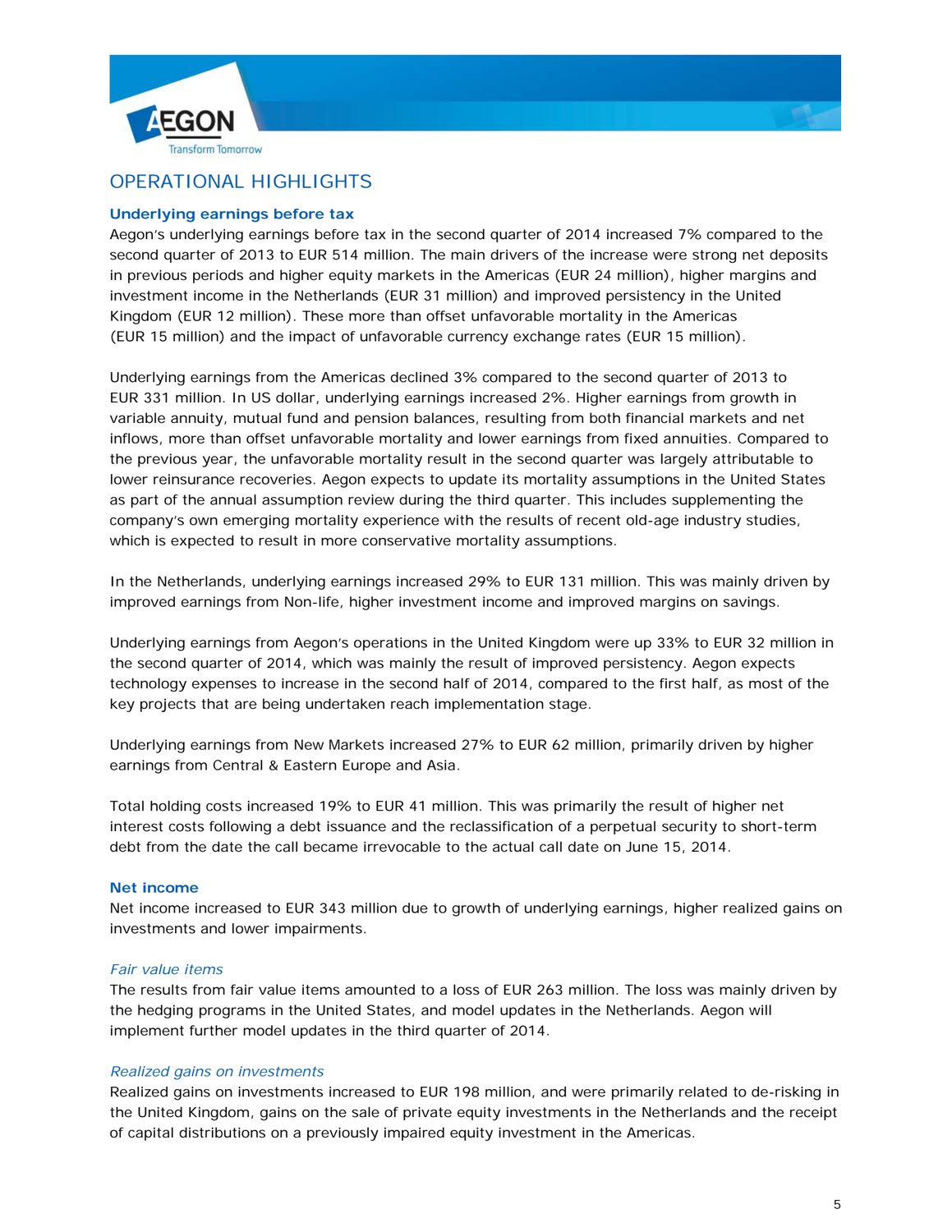## OPERATIONAL HIGHLIGHTS

### Underlying earnings before tax

Aegon's underlying earnings before tax in the second quarter of 2014 increased 7% compared to the second quarter of 2013 to EUR 514 million. The main drivers of the increase were strong net deposits in previous periods and higher equity markets in the Americas (EUR 24 million), higher margins and investment income in the Netherlands (EUR 31 million) and improved persistency in the United Kingdom (EUR 12 million). These more than offset unfavorable mortality in the Americas (EUR 15 million) and the impact of unfavorable currency exchange rates (EUR 15 million).

Underlying earnings from the Americas declined 3% compared to the second quarter of 2013 to EUR 331 million. In US dollar, underlying earnings increased 2%. Higher earnings from growth in variable annuity, mutual fund and pension balances, resulting from both financial markets and net inflows, more than offset unfavorable mortality and lower earnings from fixed annuities. Compared to the previous year, the unfavorable mortality result in the second quarter was largely attributable to lower reinsurance recoveries. Aegon expects to update its mortality assumptions in the United States as part of the annual assumption review during the third quarter. This includes supplementing the company's own emerging mortality experience with the results of recent old-age industry studies, which is expected to result in more conservative mortality assumptions.

In the Netherlands, underlying earnings increased 29% to EUR 131 million. This was mainly driven by improved earnings from Non-life, higher investment income and improved margins on savings.

Underlying earnings from Aegon's operations in the United Kingdom were up 33% to EUR 32 million in the second quarter of 2014, which was mainly the result of improved persistency. Aegon expects technology expenses to increase in the second half of 2014, compared to the first half, as most of the key projects that are being undertaken reach implementation stage.

Underlying earnings from New Markets increased 27% to EUR 62 million, primarily driven by higher earnings from Central & Eastern Europe and Asia.

Total holding costs increased 19% to EUR 41 million. This was primarily the result of higher net interest costs following a debt issuance and the reclassification of a perpetual security to short-term debt from the date the call became irrevocable to the actual call date on June 15, 2014.

### Net income

Net income increased to EUR 343 million due to growth of underlying earnings, higher realized gains on investments and lower impairments.

*Fair value items*

The results from fair value items amounted to a loss of EUR 263 million. The loss was mainly driven by the hedging programs in the United States, and model updates in the Netherlands. Aegon will implement further model updates in the third quarter of 2014.

*Realized gains on investments*

Realized gains on investments increased to EUR 198 million, and were primarily related to de-risking in the United Kingdom, gains on the sale of private equity investments in the Netherlands and the receipt of capital distributions on a previously impaired equity investment in the Americas.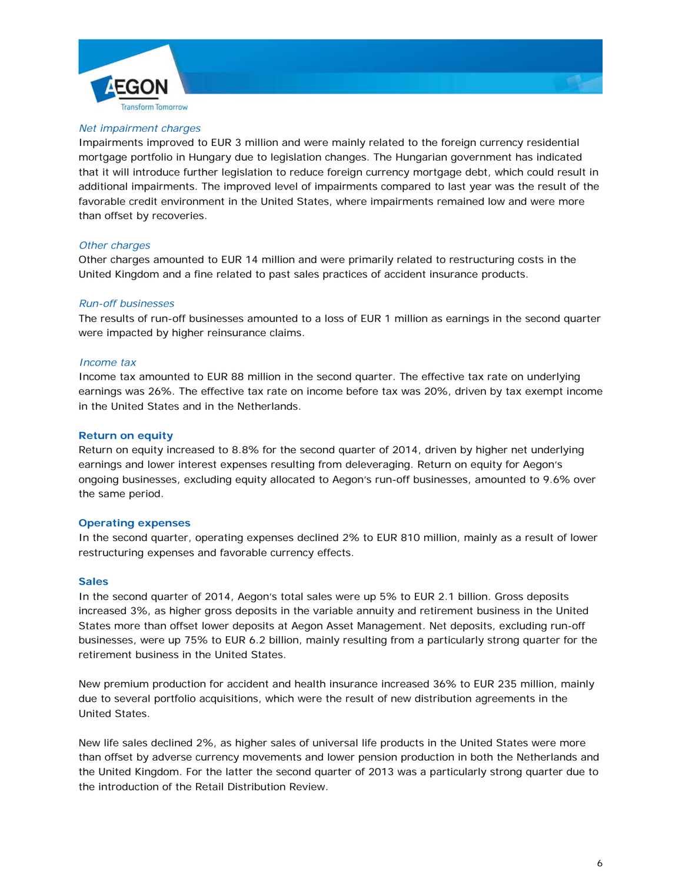*Net impairment charges*

Impairments improved to EUR 3 million and were mainly related to the foreign currency residential mortgage portfolio in Hungary due to legislation changes. The Hungarian government has indicated that it will introduce further legislation to reduce foreign currency mortgage debt, which could result in additional impairments. The improved level of impairments compared to last year was the result of the favorable credit environment in the United States, where impairments remained low and were more than offset by recoveries.

*Other charges*

Other charges amounted to EUR 14 million and were primarily related to restructuring costs in the United Kingdom and a fine related to past sales practices of accident insurance products.

*Run-off businesses*

The results of run-off businesses amounted to a loss of EUR 1 million as earnings in the second quarter were impacted by higher reinsurance claims.

*Income tax*

Income tax amounted to EUR 88 million in the second quarter. The effective tax rate on underlying earnings was 26%. The effective tax rate on income before tax was 20%, driven by tax exempt income in the United States and in the Netherlands.

**Return on equity**

Return on equity increased to 8.8% for the second quarter of 2014, driven by higher net underlying earnings and lower interest expenses resulting from deleveraging. Return on equity for Aegon's ongoing businesses, excluding equity allocated to Aegon's run-off businesses, amounted to 9.6% over the same period.

**Operating expenses**

In the second quarter, operating expenses declined 2% to EUR 810 million, mainly as a result of lower restructuring expenses and favorable currency effects.

**Sales**

In the second quarter of 2014, Aegon's total sales were up 5% to EUR 2.1 billion. Gross deposits increased 3%, as higher gross deposits in the variable annuity and retirement business in the United States more than offset lower deposits at Aegon Asset Management. Net deposits, excluding run-off businesses, were up 75% to EUR 6.2 billion, mainly resulting from a particularly strong quarter for the retirement business in the United States.

New premium production for accident and health insurance increased 36% to EUR 235 million, mainly due to several portfolio acquisitions, which were the result of new distribution agreements in the United States.

New life sales declined 2%, as higher sales of universal life products in the United States were more than offset by adverse currency movements and lower pension production in both the Netherlands and the United Kingdom. For the latter the second quarter of 2013 was a particularly strong quarter due to the introduction of the Retail Distribution Review.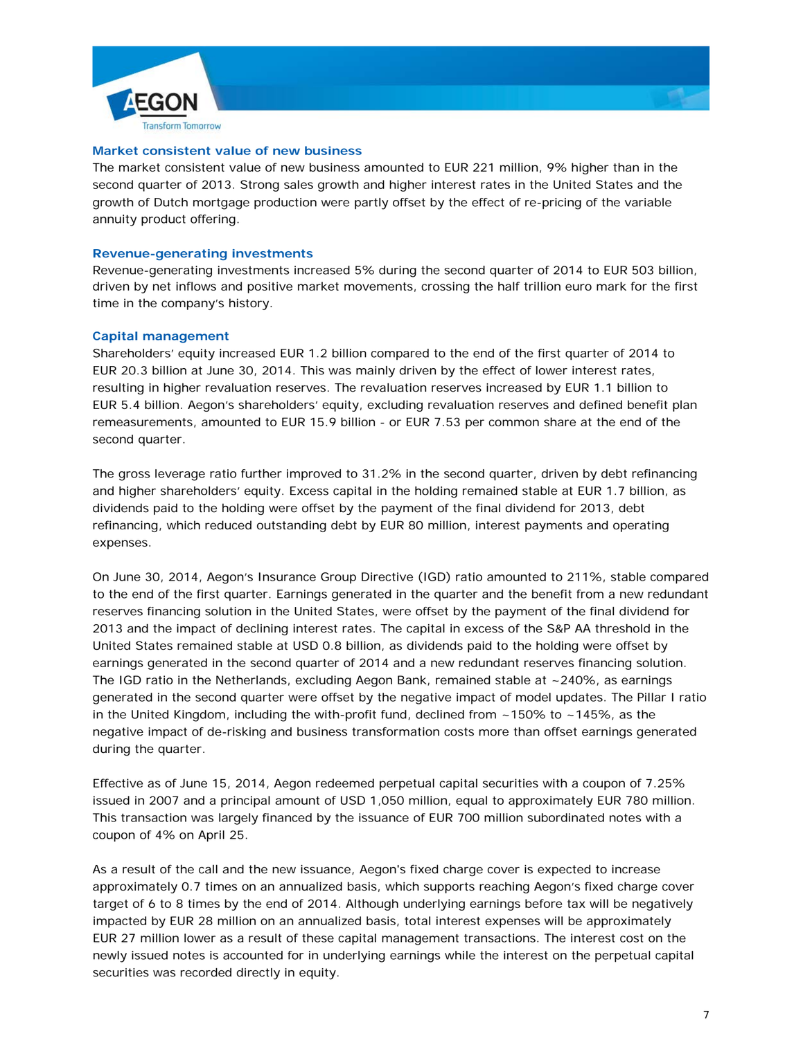### Market consistent value of new business

The market consistent value of new business amounted to EUR 221 million, 9% higher than in the second quarter of 2013. Strong sales growth and higher interest rates in the United States and the growth of Dutch mortgage production were partly offset by the effect of re-pricing of the variable annuity product offering.

### Revenue-generating investments

Revenue-generating investments increased 5% during the second quarter of 2014 to EUR 503 billion, driven by net inflows and positive market movements, crossing the half trillion euro mark for the first time in the company's history.

### Capital management

Shareholders' equity increased EUR 1.2 billion compared to the end of the first quarter of 2014 to EUR 20.3 billion at June 30, 2014. This was mainly driven by the effect of lower interest rates, resulting in higher revaluation reserves. The revaluation reserves increased by EUR 1.1 billion to EUR 5.4 billion. Aegon's shareholders' equity, excluding revaluation reserves and defined benefit plan remeasurements, amounted to EUR 15.9 billion - or EUR 7.53 per common share at the end of the second quarter.

The gross leverage ratio further improved to 31.2% in the second quarter, driven by debt refinancing and higher shareholders' equity. Excess capital in the holding remained stable at EUR 1.7 billion, as dividends paid to the holding were offset by the payment of the final dividend for 2013, debt refinancing, which reduced outstanding debt by EUR 80 million, interest payments and operating expenses.

On June 30, 2014, Aegon's Insurance Group Directive (IGD) ratio amounted to 211%, stable compared to the end of the first quarter. Earnings generated in the quarter and the benefit from a new redundant reserves financing solution in the United States, were offset by the payment of the final dividend for 2013 and the impact of declining interest rates. The capital in excess of the S&P AA threshold in the United States remained stable at USD 0.8 billion, as dividends paid to the holding were offset by earnings generated in the second quarter of 2014 and a new redundant reserves financing solution. The IGD ratio in the Netherlands, excluding Aegon Bank, remained stable at ~240%, as earnings generated in the second quarter were offset by the negative impact of model updates. The Pillar I ratio in the United Kingdom, including the with-profit fund, declined from ~150% to ~145%, as the negative impact of de-risking and business transformation costs more than offset earnings generated during the quarter.

Effective as of June 15, 2014, Aegon redeemed perpetual capital securities with a coupon of 7.25% issued in 2007 and a principal amount of USD 1,050 million, equal to approximately EUR 780 million. This transaction was largely financed by the issuance of EUR 700 million subordinated notes with a coupon of 4% on April 25.

As a result of the call and the new issuance, Aegon's fixed charge cover is expected to increase approximately 0.7 times on an annualized basis, which supports reaching Aegon's fixed charge cover target of 6 to 8 times by the end of 2014. Although underlying earnings before tax will be negatively impacted by EUR 28 million on an annualized basis, total interest expenses will be approximately EUR 27 million lower as a result of these capital management transactions. The interest cost on the newly issued notes is accounted for in underlying earnings while the interest on the perpetual capital securities was recorded directly in equity.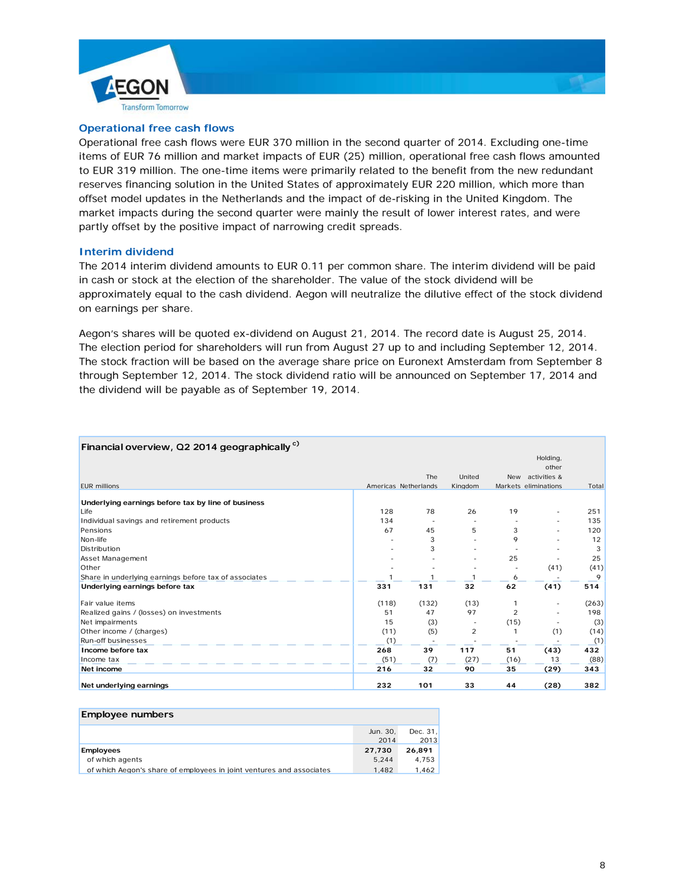## Operational free cash flows

Operational free cash flows were EUR 370 million in the second quarter of 2014. Excluding one-time items of EUR 76 million and market impacts of EUR (25) million, operational free cash flows amounted to EUR 319 million. The one-time items were primarily related to the benefit from the new redundant reserves financing solution in the United States of approximately EUR 220 million, which more than offset model updates in the Netherlands and the impact of de-risking in the United Kingdom. The market impacts during the second quarter were mainly the result of lower interest rates, and were partly offset by the positive impact of narrowing credit spreads.

## Interim dividend

The 2014 interim dividend amounts to EUR 0.11 per common share. The interim dividend will be paid in cash or stock at the election of the shareholder. The value of the stock dividend will be approximately equal to the cash dividend. Aegon will neutralize the dilutive effect of the stock dividend on earnings per share.

Aegon's shares will be quoted ex-dividend on August 21, 2014. The record date is August 25, 2014. The election period for shareholders will run from August 27 up to and including September 12, 2014. The stock fraction will be based on the average share price on Euronext Amsterdam from September 8 through September 12, 2014. The stock dividend ratio will be announced on September 17, 2014 and the dividend will be payable as of September 19, 2014.

**Financial overview, Q2 2014 geographically** [c)]

| EUR millions | Americas | The Netherlands | United Kingdom | New Markets | Holding, other activities & eliminations | Total |
|---|---|---|---|---|---|---|
| **Underlying earnings before tax by line of business** | | | | | | |
| Life | 128 | 78 | 26 | 19 | - | 251 |
| Individual savings and retirement products | 134 | - | - | - | - | 135 |
| Pensions | 67 | 45 | 5 | 3 | - | 120 |
| Non-life | - | 3 | - | 9 | - | 12 |
| Distribution | - | 3 | - | - | - | 3 |
| Asset Management | - | - | - | 25 | - | 25 |
| Other | - | - | - | - | (41) | (41) |
| Share in underlying earnings before tax of associates | 1 | 1 | 1 | 6 | - | 9 |
| **Underlying earnings before tax** | **331** | **131** | **32** | **62** | **(41)** | **514** |
| Fair value items | (118) | (132) | (13) | 1 | - | (263) |
| Realized gains / (losses) on investments | 51 | 47 | 97 | 2 | - | 198 |
| Net impairments | 15 | (3) | - | (15) | - | (3) |
| Other income / (charges) | (11) | (5) | 2 | 1 | (1) | (14) |
| Run-off businesses | (1) | - | - | - | - | (1) |
| **Income before tax** | **268** | **39** | **117** | **51** | **(43)** | **432** |
| Income tax | (51) | (7) | (27) | (16) | 13 | (88) |
| **Net income** | **216** | **32** | **90** | **35** | **(29)** | **343** |
| **Net underlying earnings** | **232** | **101** | **33** | **44** | **(28)** | **382** |

**Employee numbers**

| | Jun. 30, 2014 | Dec. 31, 2013 |
|---|---|---|
| **Employees** | **27,730** | **26,891** |
| of which agents | 5,244 | 4,753 |
| of which Aegon's share of employees in joint ventures and associates | 1,482 | 1,462 |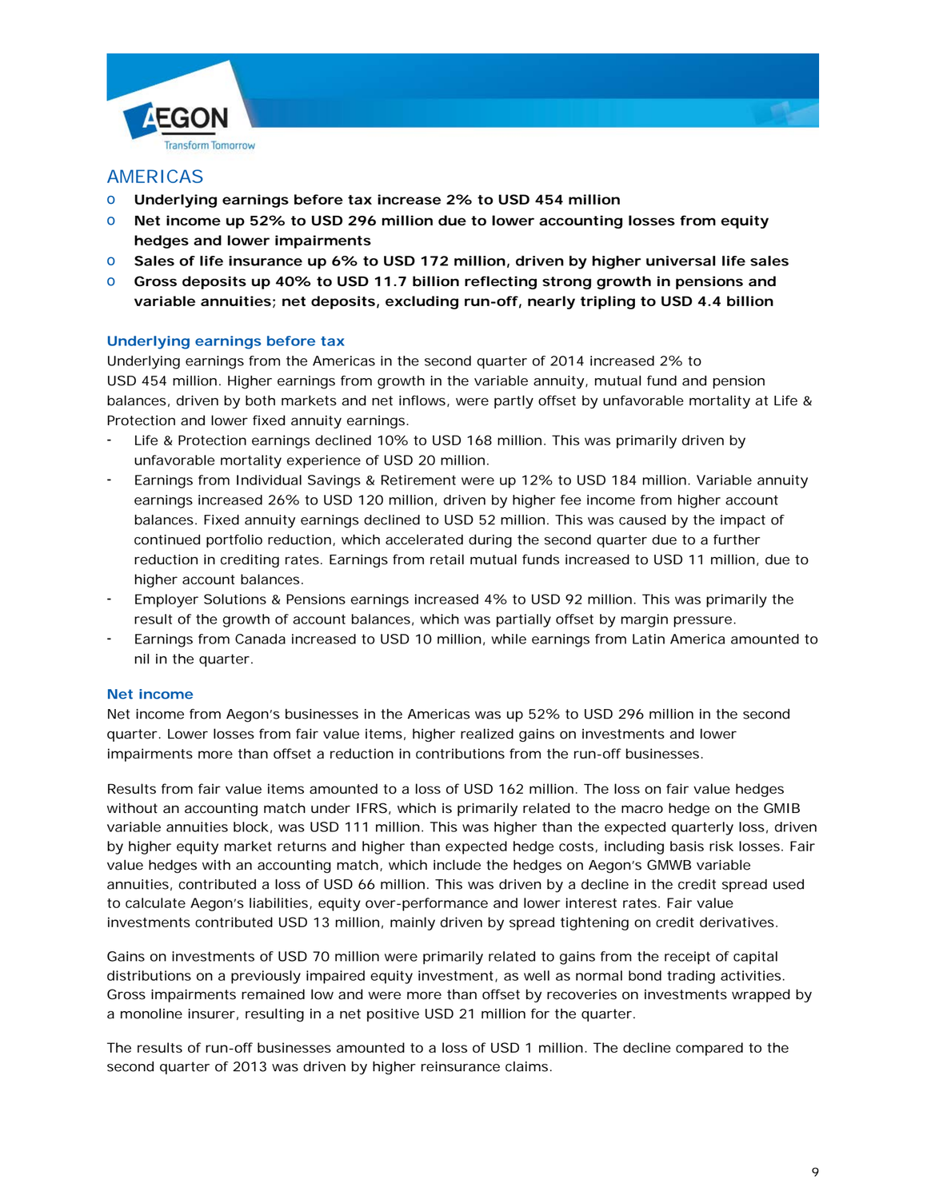## AMERICAS

- **Underlying earnings before tax increase 2% to USD 454 million**
- **Net income up 52% to USD 296 million due to lower accounting losses from equity hedges and lower impairments**
- **Sales of life insurance up 6% to USD 172 million, driven by higher universal life sales**
- **Gross deposits up 40% to USD 11.7 billion reflecting strong growth in pensions and variable annuities; net deposits, excluding run-off, nearly tripling to USD 4.4 billion**

### Underlying earnings before tax

Underlying earnings from the Americas in the second quarter of 2014 increased 2% to USD 454 million. Higher earnings from growth in the variable annuity, mutual fund and pension balances, driven by both markets and net inflows, were partly offset by unfavorable mortality at Life & Protection and lower fixed annuity earnings.

- Life & Protection earnings declined 10% to USD 168 million. This was primarily driven by unfavorable mortality experience of USD 20 million.
- Earnings from Individual Savings & Retirement were up 12% to USD 184 million. Variable annuity earnings increased 26% to USD 120 million, driven by higher fee income from higher account balances. Fixed annuity earnings declined to USD 52 million. This was caused by the impact of continued portfolio reduction, which accelerated during the second quarter due to a further reduction in crediting rates. Earnings from retail mutual funds increased to USD 11 million, due to higher account balances.
- Employer Solutions & Pensions earnings increased 4% to USD 92 million. This was primarily the result of the growth of account balances, which was partially offset by margin pressure.
- Earnings from Canada increased to USD 10 million, while earnings from Latin America amounted to nil in the quarter.

### Net income

Net income from Aegon's businesses in the Americas was up 52% to USD 296 million in the second quarter. Lower losses from fair value items, higher realized gains on investments and lower impairments more than offset a reduction in contributions from the run-off businesses.

Results from fair value items amounted to a loss of USD 162 million. The loss on fair value hedges without an accounting match under IFRS, which is primarily related to the macro hedge on the GMIB variable annuities block, was USD 111 million. This was higher than the expected quarterly loss, driven by higher equity market returns and higher than expected hedge costs, including basis risk losses. Fair value hedges with an accounting match, which include the hedges on Aegon's GMWB variable annuities, contributed a loss of USD 66 million. This was driven by a decline in the credit spread used to calculate Aegon's liabilities, equity over-performance and lower interest rates. Fair value investments contributed USD 13 million, mainly driven by spread tightening on credit derivatives.

Gains on investments of USD 70 million were primarily related to gains from the receipt of capital distributions on a previously impaired equity investment, as well as normal bond trading activities. Gross impairments remained low and were more than offset by recoveries on investments wrapped by a monoline insurer, resulting in a net positive USD 21 million for the quarter.

The results of run-off businesses amounted to a loss of USD 1 million. The decline compared to the second quarter of 2013 was driven by higher reinsurance claims.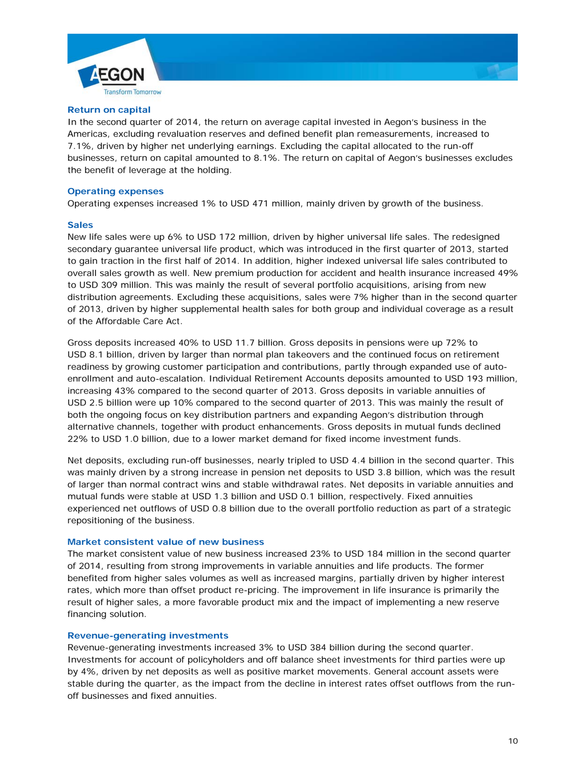### Return on capital

In the second quarter of 2014, the return on average capital invested in Aegon's business in the Americas, excluding revaluation reserves and defined benefit plan remeasurements, increased to 7.1%, driven by higher net underlying earnings. Excluding the capital allocated to the run-off businesses, return on capital amounted to 8.1%. The return on capital of Aegon's businesses excludes the benefit of leverage at the holding.

### Operating expenses

Operating expenses increased 1% to USD 471 million, mainly driven by growth of the business.

### Sales

New life sales were up 6% to USD 172 million, driven by higher universal life sales. The redesigned secondary guarantee universal life product, which was introduced in the first quarter of 2013, started to gain traction in the first half of 2014. In addition, higher indexed universal life sales contributed to overall sales growth as well. New premium production for accident and health insurance increased 49% to USD 309 million. This was mainly the result of several portfolio acquisitions, arising from new distribution agreements. Excluding these acquisitions, sales were 7% higher than in the second quarter of 2013, driven by higher supplemental health sales for both group and individual coverage as a result of the Affordable Care Act.

Gross deposits increased 40% to USD 11.7 billion. Gross deposits in pensions were up 72% to USD 8.1 billion, driven by larger than normal plan takeovers and the continued focus on retirement readiness by growing customer participation and contributions, partly through expanded use of auto-enrollment and auto-escalation. Individual Retirement Accounts deposits amounted to USD 193 million, increasing 43% compared to the second quarter of 2013. Gross deposits in variable annuities of USD 2.5 billion were up 10% compared to the second quarter of 2013. This was mainly the result of both the ongoing focus on key distribution partners and expanding Aegon's distribution through alternative channels, together with product enhancements. Gross deposits in mutual funds declined 22% to USD 1.0 billion, due to a lower market demand for fixed income investment funds.

Net deposits, excluding run-off businesses, nearly tripled to USD 4.4 billion in the second quarter. This was mainly driven by a strong increase in pension net deposits to USD 3.8 billion, which was the result of larger than normal contract wins and stable withdrawal rates. Net deposits in variable annuities and mutual funds were stable at USD 1.3 billion and USD 0.1 billion, respectively. Fixed annuities experienced net outflows of USD 0.8 billion due to the overall portfolio reduction as part of a strategic repositioning of the business.

### Market consistent value of new business

The market consistent value of new business increased 23% to USD 184 million in the second quarter of 2014, resulting from strong improvements in variable annuities and life products. The former benefited from higher sales volumes as well as increased margins, partially driven by higher interest rates, which more than offset product re-pricing. The improvement in life insurance is primarily the result of higher sales, a more favorable product mix and the impact of implementing a new reserve financing solution.

### Revenue-generating investments

Revenue-generating investments increased 3% to USD 384 billion during the second quarter. Investments for account of policyholders and off balance sheet investments for third parties were up by 4%, driven by net deposits as well as positive market movements. General account assets were stable during the quarter, as the impact from the decline in interest rates offset outflows from the run-off businesses and fixed annuities.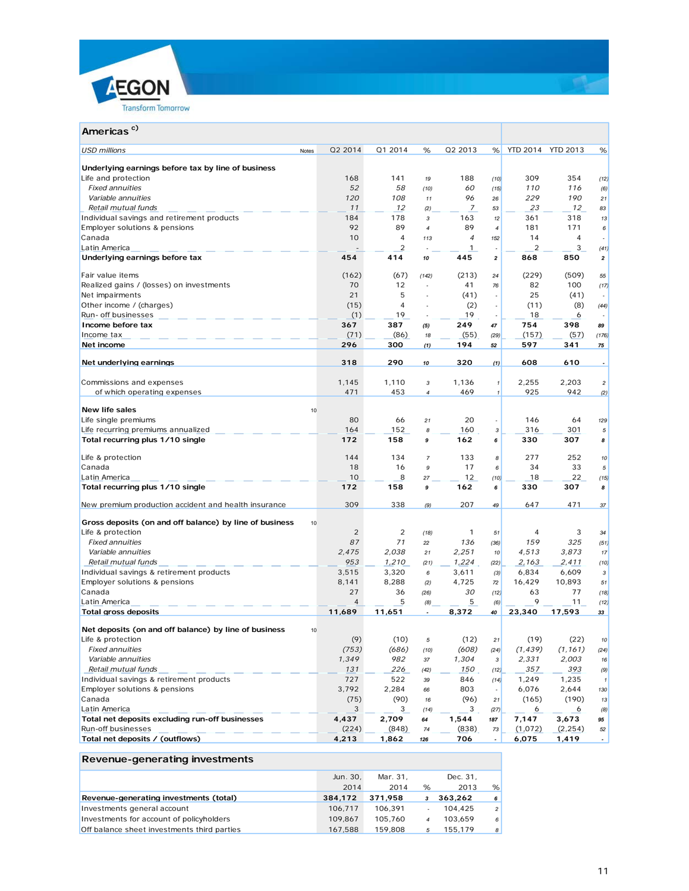## Americas c)

| USD millions | Notes | Q2 2014 | Q1 2014 | % | Q2 2013 | % | YTD 2014 | YTD 2013 | % |
|---|---|---|---|---|---|---|---|---|---|
| **Underlying earnings before tax by line of business** | | | | | | | | | |
| Life and protection | | 168 | 141 | 19 | 188 | (10) | 309 | 354 | (12) |
| *Fixed annuities* | | *52* | *58* | (10) | *60* | (15) | *110* | *116* | (6) |
| *Variable annuities* | | *120* | *108* | 11 | *96* | 26 | *229* | *190* | 21 |
| *Retail mutual funds* | | *11* | *12* | (2) | *7* | 53 | *23* | *12* | 83 |
| Individual savings and retirement products | | 184 | 178 | 3 | 163 | 12 | 361 | 318 | 13 |
| Employer solutions & pensions | | 92 | 89 | 4 | 89 | 4 | 181 | 171 | 6 |
| Canada | | 10 | 4 | 113 | 4 | 152 | 14 | 4 | - |
| Latin America | | - | 2 | - | 1 | - | 2 | 3 | (41) |
| **Underlying earnings before tax** | | **454** | **414** | 10 | **445** | 2 | **868** | **850** | 2 |
| | | | | | | | | | |
| Fair value items | | (162) | (67) | (142) | (213) | 24 | (229) | (509) | 55 |
| Realized gains / (losses) on investments | | 70 | 12 | - | 41 | 76 | 82 | 100 | (17) |
| Net impairments | | 21 | 5 | - | (41) | - | 25 | (41) | - |
| Other income / (charges) | | (15) | 4 | - | (2) | - | (11) | (8) | (44) |
| Run- off businesses | | (1) | 19 | - | 19 | - | 18 | 6 | - |
| **Income before tax** | | **367** | **387** | (5) | **249** | 47 | **754** | **398** | 89 |
| Income tax | | (71) | (86) | 18 | (55) | (29) | (157) | (57) | (176) |
| **Net income** | | **296** | **300** | (1) | **194** | 52 | **597** | **341** | 75 |
| | | | | | | | | | |
| **Net underlying earnings** | | **318** | **290** | 10 | **320** | (1) | **608** | **610** | - |
| | | | | | | | | | |
| Commissions and expenses | | 1,145 | 1,110 | 3 | 1,136 | 1 | 2,255 | 2,203 | 2 |
| of which operating expenses | | 471 | 453 | 4 | 469 | 1 | 925 | 942 | (2) |
| | | | | | | | | | |
| **New life sales** | 10 | | | | | | | | |
| Life single premiums | | 80 | 66 | 21 | 20 | - | 146 | 64 | 129 |
| Life recurring premiums annualized | | 164 | 152 | 8 | 160 | 3 | 316 | 301 | 5 |
| **Total recurring plus 1/10 single** | | **172** | **158** | 9 | **162** | 6 | **330** | **307** | 8 |
| | | | | | | | | | |
| Life & protection | | 144 | 134 | 7 | 133 | 8 | 277 | 252 | 10 |
| Canada | | 18 | 16 | 9 | 17 | 6 | 34 | 33 | 5 |
| Latin America | | 10 | 8 | 27 | 12 | (10) | 18 | 22 | (15) |
| **Total recurring plus 1/10 single** | | **172** | **158** | 9 | **162** | 6 | **330** | **307** | 8 |
| | | | | | | | | | |
| New premium production accident and health insurance | | 309 | 338 | (9) | 207 | 49 | 647 | 471 | 37 |
| | | | | | | | | | |
| **Gross deposits (on and off balance) by line of business** | 10 | | | | | | | | |
| Life & protection | | 2 | 2 | (18) | 1 | 51 | 4 | 3 | 34 |
| *Fixed annuities* | | *87* | *71* | 22 | *136* | (36) | *159* | *325* | (51) |
| *Variable annuities* | | *2,475* | *2,038* | 21 | *2,251* | 10 | *4,513* | *3,873* | 17 |
| *Retail mutual funds* | | *953* | *1,210* | (21) | *1,224* | (22) | *2,163* | *2,411* | (10) |
| Individual savings & retirement products | | 3,515 | 3,320 | 6 | 3,611 | (3) | 6,834 | 6,609 | 3 |
| Employer solutions & pensions | | 8,141 | 8,288 | (2) | 4,725 | 72 | 16,429 | 10,893 | 51 |
| Canada | | 27 | 36 | (26) | 30 | (12) | 63 | 77 | (18) |
| Latin America | | 4 | 5 | (8) | 5 | (6) | 9 | 11 | (12) |
| **Total gross deposits** | | **11,689** | **11,651** | - | **8,372** | 40 | **23,340** | **17,593** | 33 |
| | | | | | | | | | |
| **Net deposits (on and off balance) by line of business** | 10 | | | | | | | | |
| Life & protection | | (9) | (10) | 5 | (12) | 21 | (19) | (22) | 10 |
| *Fixed annuities* | | *(753)* | *(686)* | (10) | *(608)* | (24) | *(1,439)* | *(1,161)* | (24) |
| *Variable annuities* | | *1,349* | *982* | 37 | *1,304* | 3 | *2,331* | *2,003* | 16 |
| *Retail mutual funds* | | *131* | *226* | (42) | *150* | (12) | *357* | *393* | (9) |
| Individual savings & retirement products | | 727 | 522 | 39 | 846 | (14) | 1,249 | 1,235 | 1 |
| Employer solutions & pensions | | 3,792 | 2,284 | 66 | 803 | - | 6,076 | 2,644 | 130 |
| Canada | | (75) | (90) | 16 | (96) | 21 | (165) | (190) | 13 |
| Latin America | | 3 | 3 | (14) | 3 | (27) | 6 | 6 | (8) |
| **Total net deposits excluding run-off businesses** | | **4,437** | **2,709** | 64 | **1,544** | 187 | **7,147** | **3,673** | 95 |
| Run-off businesses | | (224) | (848) | 74 | (838) | 73 | (1,072) | (2,254) | 52 |
| **Total net deposits / (outflows)** | | **4,213** | **1,862** | 126 | **706** | - | **6,075** | **1,419** | - |

## Revenue-generating investments

| | Jun. 30, 2014 | Mar. 31, 2014 | % | Dec. 31, 2013 | % |
|---|---|---|---|---|---|
| **Revenue-generating investments (total)** | **384,172** | **371,958** | 3 | **363,262** | 6 |
| Investments general account | 106,717 | 106,391 | - | 104,425 | 2 |
| Investments for account of policyholders | 109,867 | 105,760 | 4 | 103,659 | 6 |
| Off balance sheet investments third parties | 167,588 | 159,808 | 5 | 155,179 | 8 |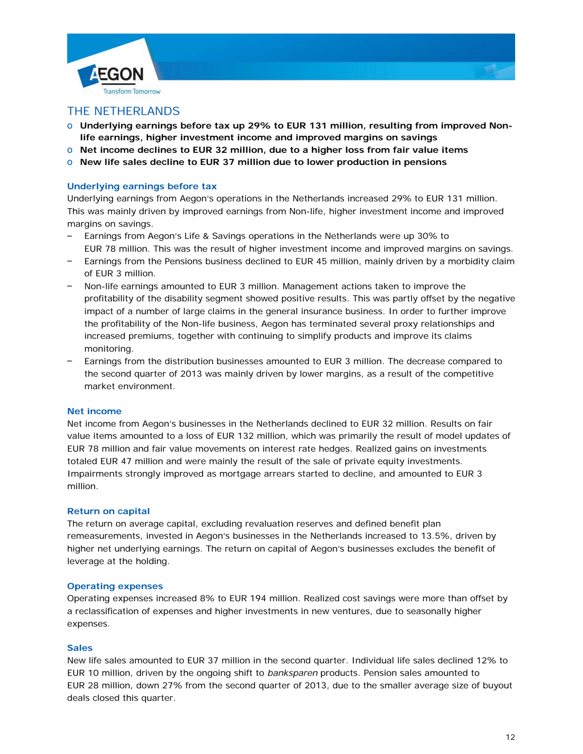## THE NETHERLANDS

- **Underlying earnings before tax up 29% to EUR 131 million, resulting from improved Non-life earnings, higher investment income and improved margins on savings**
- **Net income declines to EUR 32 million, due to a higher loss from fair value items**
- **New life sales decline to EUR 37 million due to lower production in pensions**

### Underlying earnings before tax

Underlying earnings from Aegon's operations in the Netherlands increased 29% to EUR 131 million. This was mainly driven by improved earnings from Non-life, higher investment income and improved margins on savings.

- Earnings from Aegon's Life & Savings operations in the Netherlands were up 30% to EUR 78 million. This was the result of higher investment income and improved margins on savings.
- Earnings from the Pensions business declined to EUR 45 million, mainly driven by a morbidity claim of EUR 3 million.
- Non-life earnings amounted to EUR 3 million. Management actions taken to improve the profitability of the disability segment showed positive results. This was partly offset by the negative impact of a number of large claims in the general insurance business. In order to further improve the profitability of the Non-life business, Aegon has terminated several proxy relationships and increased premiums, together with continuing to simplify products and improve its claims monitoring.
- Earnings from the distribution businesses amounted to EUR 3 million. The decrease compared to the second quarter of 2013 was mainly driven by lower margins, as a result of the competitive market environment.

### Net income

Net income from Aegon's businesses in the Netherlands declined to EUR 32 million. Results on fair value items amounted to a loss of EUR 132 million, which was primarily the result of model updates of EUR 78 million and fair value movements on interest rate hedges. Realized gains on investments totaled EUR 47 million and were mainly the result of the sale of private equity investments. Impairments strongly improved as mortgage arrears started to decline, and amounted to EUR 3 million.

### Return on capital

The return on average capital, excluding revaluation reserves and defined benefit plan remeasurements, invested in Aegon's businesses in the Netherlands increased to 13.5%, driven by higher net underlying earnings. The return on capital of Aegon's businesses excludes the benefit of leverage at the holding.

### Operating expenses

Operating expenses increased 8% to EUR 194 million. Realized cost savings were more than offset by a reclassification of expenses and higher investments in new ventures, due to seasonally higher expenses.

### Sales

New life sales amounted to EUR 37 million in the second quarter. Individual life sales declined 12% to EUR 10 million, driven by the ongoing shift to *banksparen* products. Pension sales amounted to EUR 28 million, down 27% from the second quarter of 2013, due to the smaller average size of buyout deals closed this quarter.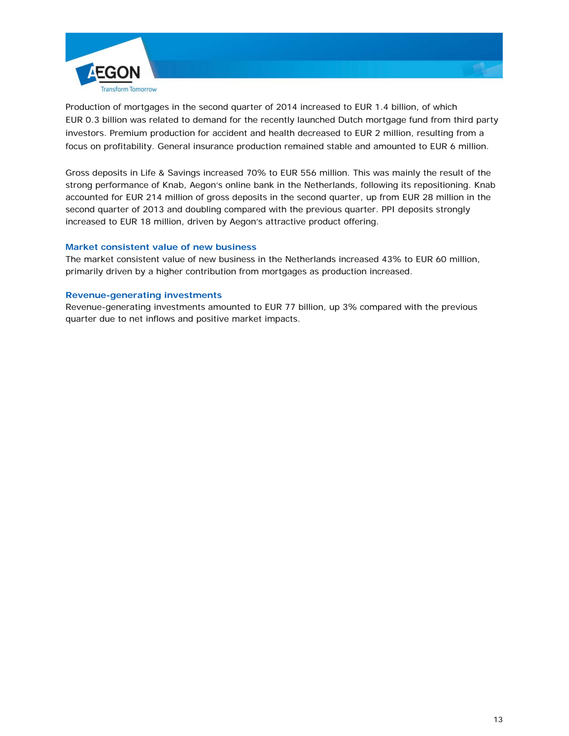Production of mortgages in the second quarter of 2014 increased to EUR 1.4 billion, of which EUR 0.3 billion was related to demand for the recently launched Dutch mortgage fund from third party investors. Premium production for accident and health decreased to EUR 2 million, resulting from a focus on profitability. General insurance production remained stable and amounted to EUR 6 million.

Gross deposits in Life & Savings increased 70% to EUR 556 million. This was mainly the result of the strong performance of Knab, Aegon's online bank in the Netherlands, following its repositioning. Knab accounted for EUR 214 million of gross deposits in the second quarter, up from EUR 28 million in the second quarter of 2013 and doubling compared with the previous quarter. PPI deposits strongly increased to EUR 18 million, driven by Aegon's attractive product offering.

### Market consistent value of new business

The market consistent value of new business in the Netherlands increased 43% to EUR 60 million, primarily driven by a higher contribution from mortgages as production increased.

### Revenue-generating investments

Revenue-generating investments amounted to EUR 77 billion, up 3% compared with the previous quarter due to net inflows and positive market impacts.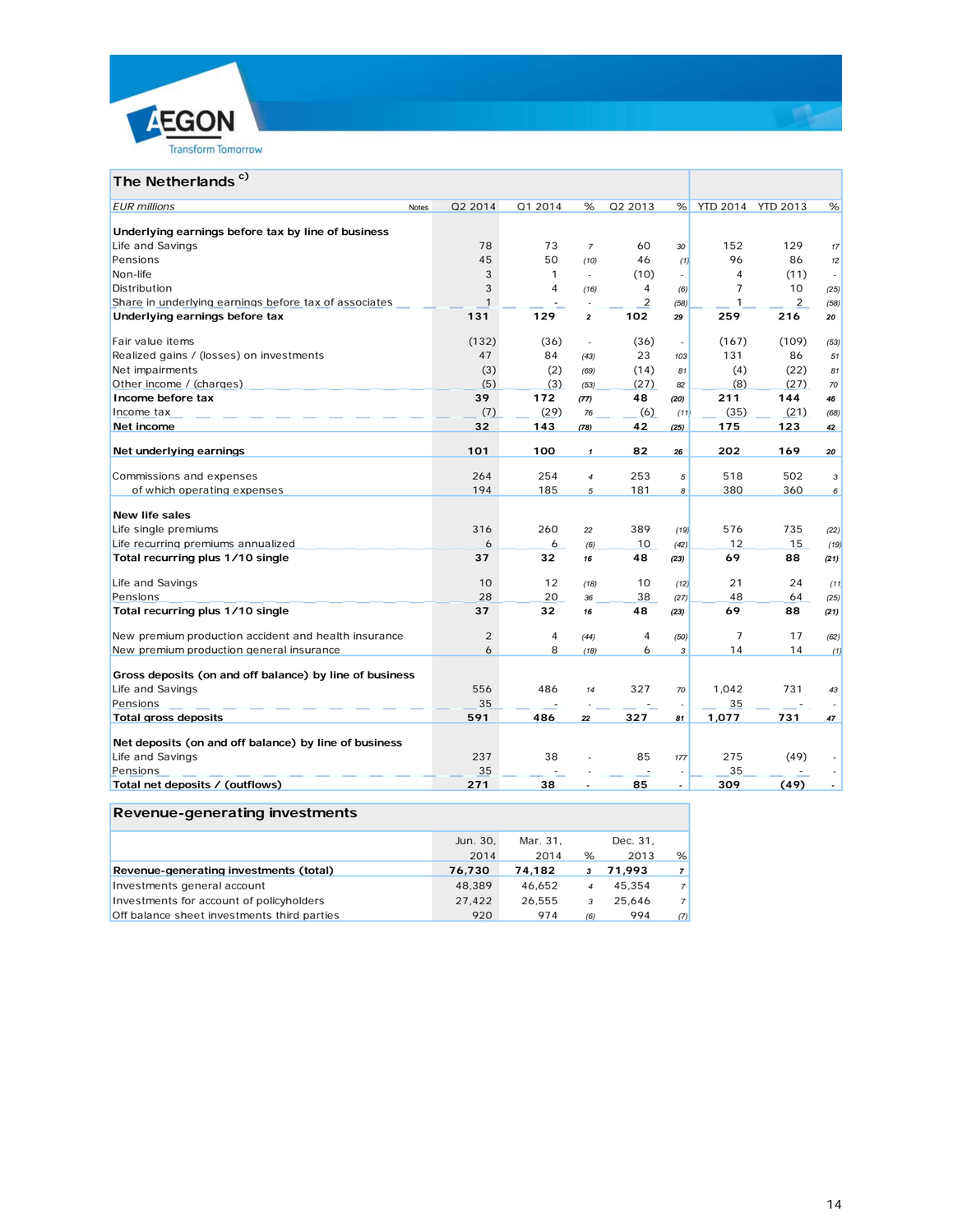## The Netherlands [c)]

| EUR millions | Notes | Q2 2014 | Q1 2014 | % | Q2 2013 | % | YTD 2014 | YTD 2013 | % |
|---|---|---|---|---|---|---|---|---|---|
| **Underlying earnings before tax by line of business** | | | | | | | | | |
| Life and Savings | | 78 | 73 | 7 | 60 | 30 | 152 | 129 | 17 |
| Pensions | | 45 | 50 | (10) | 46 | (1) | 96 | 86 | 12 |
| Non-life | | 3 | 1 | - | (10) | - | 4 | (11) | - |
| Distribution | | 3 | 4 | (16) | 4 | (6) | 7 | 10 | (25) |
| Share in underlying earnings before tax of associates | | 1 | - | - | 2 | (58) | 1 | 2 | (58) |
| **Underlying earnings before tax** | | **131** | **129** | **2** | **102** | **29** | **259** | **216** | **20** |
| Fair value items | | (132) | (36) | - | (36) | - | (167) | (109) | (53) |
| Realized gains / (losses) on investments | | 47 | 84 | (43) | 23 | 103 | 131 | 86 | 51 |
| Net impairments | | (3) | (2) | (69) | (14) | 81 | (4) | (22) | 81 |
| Other income / (charges) | | (5) | (3) | (53) | (27) | 82 | (8) | (27) | 70 |
| **Income before tax** | | **39** | **172** | **(77)** | **48** | **(20)** | **211** | **144** | **46** |
| Income tax | | (7) | (29) | 76 | (6) | (11) | (35) | (21) | (68) |
| **Net income** | | **32** | **143** | **(78)** | **42** | **(25)** | **175** | **123** | **42** |
| **Net underlying earnings** | | **101** | **100** | **1** | **82** | **26** | **202** | **169** | **20** |
| Commissions and expenses | | 264 | 254 | 4 | 253 | 5 | 518 | 502 | 3 |
| of which operating expenses | | 194 | 185 | 5 | 181 | 8 | 380 | 360 | 6 |
| **New life sales** | | | | | | | | | |
| Life single premiums | | 316 | 260 | 22 | 389 | (19) | 576 | 735 | (22) |
| Life recurring premiums annualized | | 6 | 6 | (6) | 10 | (42) | 12 | 15 | (19) |
| **Total recurring plus 1/10 single** | | **37** | **32** | **16** | **48** | **(23)** | **69** | **88** | **(21)** |
| Life and Savings | | 10 | 12 | (18) | 10 | (12) | 21 | 24 | (11) |
| Pensions | | 28 | 20 | 36 | 38 | (27) | 48 | 64 | (25) |
| **Total recurring plus 1/10 single** | | **37** | **32** | **16** | **48** | **(23)** | **69** | **88** | **(21)** |
| New premium production accident and health insurance | | 2 | 4 | (44) | 4 | (50) | 7 | 17 | (62) |
| New premium production general insurance | | 6 | 8 | (18) | 6 | 3 | 14 | 14 | (1) |
| **Gross deposits (on and off balance) by line of business** | | | | | | | | | |
| Life and Savings | | 556 | 486 | 14 | 327 | 70 | 1,042 | 731 | 43 |
| Pensions | | 35 | - | - | - | - | 35 | - | - |
| **Total gross deposits** | | **591** | **486** | **22** | **327** | **81** | **1,077** | **731** | **47** |
| **Net deposits (on and off balance) by line of business** | | | | | | | | | |
| Life and Savings | | 237 | 38 | - | 85 | 177 | 275 | (49) | - |
| Pensions | | 35 | - | - | - | - | 35 | - | - |
| **Total net deposits / (outflows)** | | **271** | **38** | **-** | **85** | **-** | **309** | **(49)** | **-** |

## Revenue-generating investments

| | Jun. 30, 2014 | Mar. 31, 2014 | % | Dec. 31, 2013 | % |
|---|---|---|---|---|---|
| **Revenue-generating investments (total)** | **76,730** | **74,182** | **3** | **71,993** | **7** |
| Investments general account | 48,389 | 46,652 | 4 | 45,354 | 7 |
| Investments for account of policyholders | 27,422 | 26,555 | 3 | 25,646 | 7 |
| Off balance sheet investments third parties | 920 | 974 | (6) | 994 | (7) |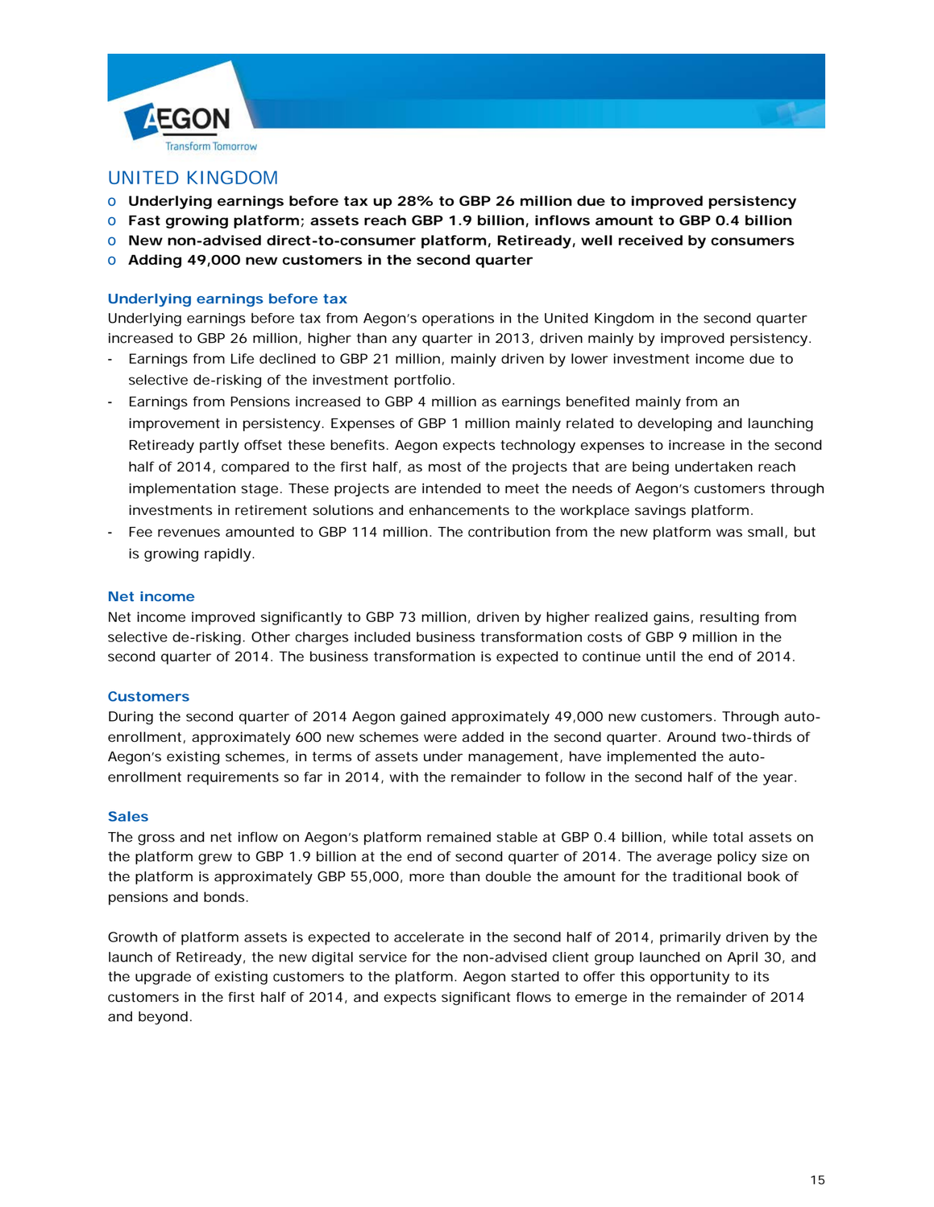## UNITED KINGDOM

- **Underlying earnings before tax up 28% to GBP 26 million due to improved persistency**
- **Fast growing platform; assets reach GBP 1.9 billion, inflows amount to GBP 0.4 billion**
- **New non-advised direct-to-consumer platform, Retiready, well received by consumers**
- **Adding 49,000 new customers in the second quarter**

### Underlying earnings before tax

Underlying earnings before tax from Aegon's operations in the United Kingdom in the second quarter increased to GBP 26 million, higher than any quarter in 2013, driven mainly by improved persistency.

- Earnings from Life declined to GBP 21 million, mainly driven by lower investment income due to selective de-risking of the investment portfolio.
- Earnings from Pensions increased to GBP 4 million as earnings benefited mainly from an improvement in persistency. Expenses of GBP 1 million mainly related to developing and launching Retiready partly offset these benefits. Aegon expects technology expenses to increase in the second half of 2014, compared to the first half, as most of the projects that are being undertaken reach implementation stage. These projects are intended to meet the needs of Aegon's customers through investments in retirement solutions and enhancements to the workplace savings platform.
- Fee revenues amounted to GBP 114 million. The contribution from the new platform was small, but is growing rapidly.

### Net income

Net income improved significantly to GBP 73 million, driven by higher realized gains, resulting from selective de-risking. Other charges included business transformation costs of GBP 9 million in the second quarter of 2014. The business transformation is expected to continue until the end of 2014.

### Customers

During the second quarter of 2014 Aegon gained approximately 49,000 new customers. Through auto-enrollment, approximately 600 new schemes were added in the second quarter. Around two-thirds of Aegon's existing schemes, in terms of assets under management, have implemented the auto-enrollment requirements so far in 2014, with the remainder to follow in the second half of the year.

### Sales

The gross and net inflow on Aegon's platform remained stable at GBP 0.4 billion, while total assets on the platform grew to GBP 1.9 billion at the end of second quarter of 2014. The average policy size on the platform is approximately GBP 55,000, more than double the amount for the traditional book of pensions and bonds.

Growth of platform assets is expected to accelerate in the second half of 2014, primarily driven by the launch of Retiready, the new digital service for the non-advised client group launched on April 30, and the upgrade of existing customers to the platform. Aegon started to offer this opportunity to its customers in the first half of 2014, and expects significant flows to emerge in the remainder of 2014 and beyond.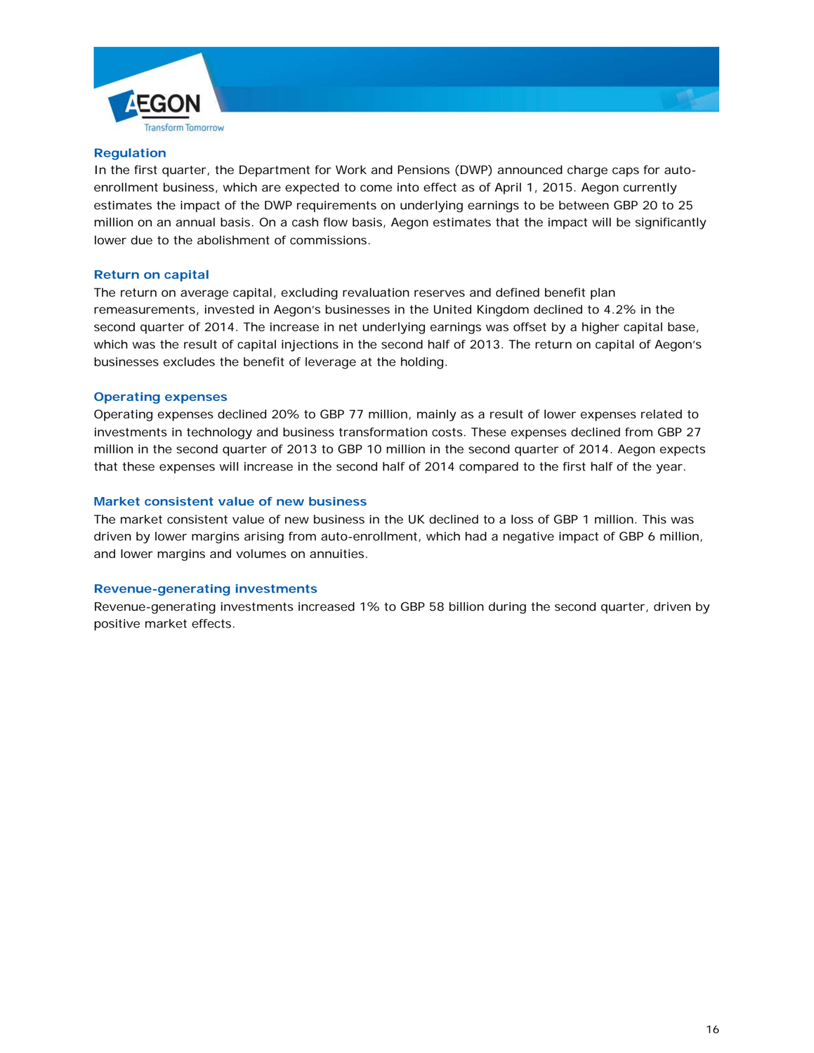### Regulation

In the first quarter, the Department for Work and Pensions (DWP) announced charge caps for auto-enrollment business, which are expected to come into effect as of April 1, 2015. Aegon currently estimates the impact of the DWP requirements on underlying earnings to be between GBP 20 to 25 million on an annual basis. On a cash flow basis, Aegon estimates that the impact will be significantly lower due to the abolishment of commissions.

### Return on capital

The return on average capital, excluding revaluation reserves and defined benefit plan remeasurements, invested in Aegon's businesses in the United Kingdom declined to 4.2% in the second quarter of 2014. The increase in net underlying earnings was offset by a higher capital base, which was the result of capital injections in the second half of 2013. The return on capital of Aegon's businesses excludes the benefit of leverage at the holding.

### Operating expenses

Operating expenses declined 20% to GBP 77 million, mainly as a result of lower expenses related to investments in technology and business transformation costs. These expenses declined from GBP 27 million in the second quarter of 2013 to GBP 10 million in the second quarter of 2014. Aegon expects that these expenses will increase in the second half of 2014 compared to the first half of the year.

### Market consistent value of new business

The market consistent value of new business in the UK declined to a loss of GBP 1 million. This was driven by lower margins arising from auto-enrollment, which had a negative impact of GBP 6 million, and lower margins and volumes on annuities.

### Revenue-generating investments

Revenue-generating investments increased 1% to GBP 58 billion during the second quarter, driven by positive market effects.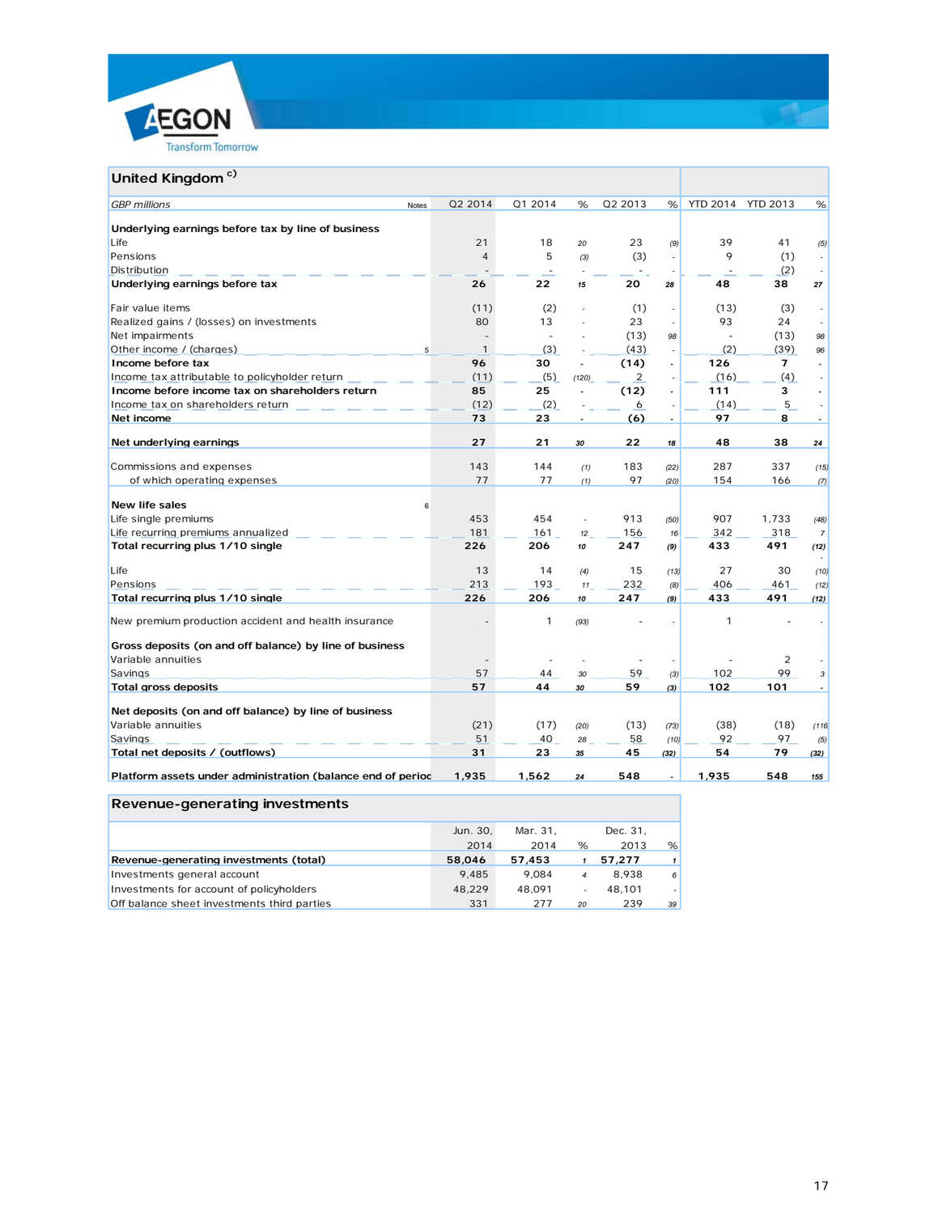## United Kingdom [c)]

| GBP millions | Notes | Q2 2014 | Q1 2014 | % | Q2 2013 | % | YTD 2014 | YTD 2013 | % |
|---|---|---|---|---|---|---|---|---|---|
| **Underlying earnings before tax by line of business** | | | | | | | | | |
| Life | | 21 | 18 | 20 | 23 | (9) | 39 | 41 | (5) |
| Pensions | | 4 | 5 | (3) | (3) | - | 9 | (1) | - |
| Distribution | | - | - | - | - | - | - | (2) | - |
| **Underlying earnings before tax** | | **26** | **22** | **15** | **20** | **28** | **48** | **38** | **27** |
| | | | | | | | | | |
| Fair value items | | (11) | (2) | - | (1) | - | (13) | (3) | - |
| Realized gains / (losses) on investments | | 80 | 13 | - | 23 | - | 93 | 24 | - |
| Net impairments | | - | - | - | (13) | 98 | - | (13) | 98 |
| Other income / (charges) | 5 | 1 | (3) | - | (43) | - | (2) | (39) | 96 |
| **Income before tax** | | **96** | **30** | **-** | **(14)** | **-** | **126** | **7** | **-** |
| Income tax attributable to policyholder return | | (11) | (5) | (120) | 2 | - | (16) | (4) | - |
| **Income before income tax on shareholders return** | | **85** | **25** | **-** | **(12)** | **-** | **111** | **3** | **-** |
| Income tax on shareholders return | | (12) | (2) | - | 6 | - | (14) | 5 | - |
| **Net income** | | **73** | **23** | **-** | **(6)** | **-** | **97** | **8** | **-** |
| | | | | | | | | | |
| **Net underlying earnings** | | **27** | **21** | **30** | **22** | **18** | **48** | **38** | **24** |
| | | | | | | | | | |
| Commissions and expenses | | 143 | 144 | (1) | 183 | (22) | 287 | 337 | (15) |
| of which operating expenses | | 77 | 77 | (1) | 97 | (20) | 154 | 166 | (7) |
| | | | | | | | | | |
| **New life sales** | 6 | | | | | | | | |
| Life single premiums | | 453 | 454 | - | 913 | (50) | 907 | 1,733 | (48) |
| Life recurring premiums annualized | | 181 | 161 | 12 | 156 | 16 | 342 | 318 | 7 |
| **Total recurring plus 1/10 single** | | **226** | **206** | **10** | **247** | **(9)** | **433** | **491** | **(12)** |
| | | | | | | | | | |
| Life | | 13 | 14 | (4) | 15 | (13) | 27 | 30 | (10) |
| Pensions | | 213 | 193 | 11 | 232 | (8) | 406 | 461 | (12) |
| **Total recurring plus 1/10 single** | | **226** | **206** | **10** | **247** | **(9)** | **433** | **491** | **(12)** |
| | | | | | | | | | |
| New premium production accident and health insurance | | - | 1 | (93) | - | - | 1 | - | - |
| | | | | | | | | | |
| **Gross deposits (on and off balance) by line of business** | | | | | | | | | |
| Variable annuities | | - | - | - | - | - | - | 2 | - |
| Savings | | 57 | 44 | 30 | 59 | (3) | 102 | 99 | 3 |
| **Total gross deposits** | | **57** | **44** | **30** | **59** | **(3)** | **102** | **101** | **-** |
| | | | | | | | | | |
| **Net deposits (on and off balance) by line of business** | | | | | | | | | |
| Variable annuities | | (21) | (17) | (20) | (13) | (73) | (38) | (18) | (116) |
| Savings | | 51 | 40 | 28 | 58 | (10) | 92 | 97 | (5) |
| **Total net deposits / (outflows)** | | **31** | **23** | **35** | **45** | **(32)** | **54** | **79** | **(32)** |
| | | | | | | | | | |
| **Platform assets under administration (balance end of period)** | | **1,935** | **1,562** | **24** | **548** | **-** | **1,935** | **548** | **155** |

## Revenue-generating investments

| | Jun. 30, 2014 | Mar. 31, 2014 | % | Dec. 31, 2013 | % |
|---|---|---|---|---|---|
| **Revenue-generating investments (total)** | **58,046** | **57,453** | **1** | **57,277** | **1** |
| Investments general account | 9,485 | 9,084 | 4 | 8,938 | 6 |
| Investments for account of policyholders | 48,229 | 48,091 | - | 48,101 | - |
| Off balance sheet investments third parties | 331 | 277 | 20 | 239 | 39 |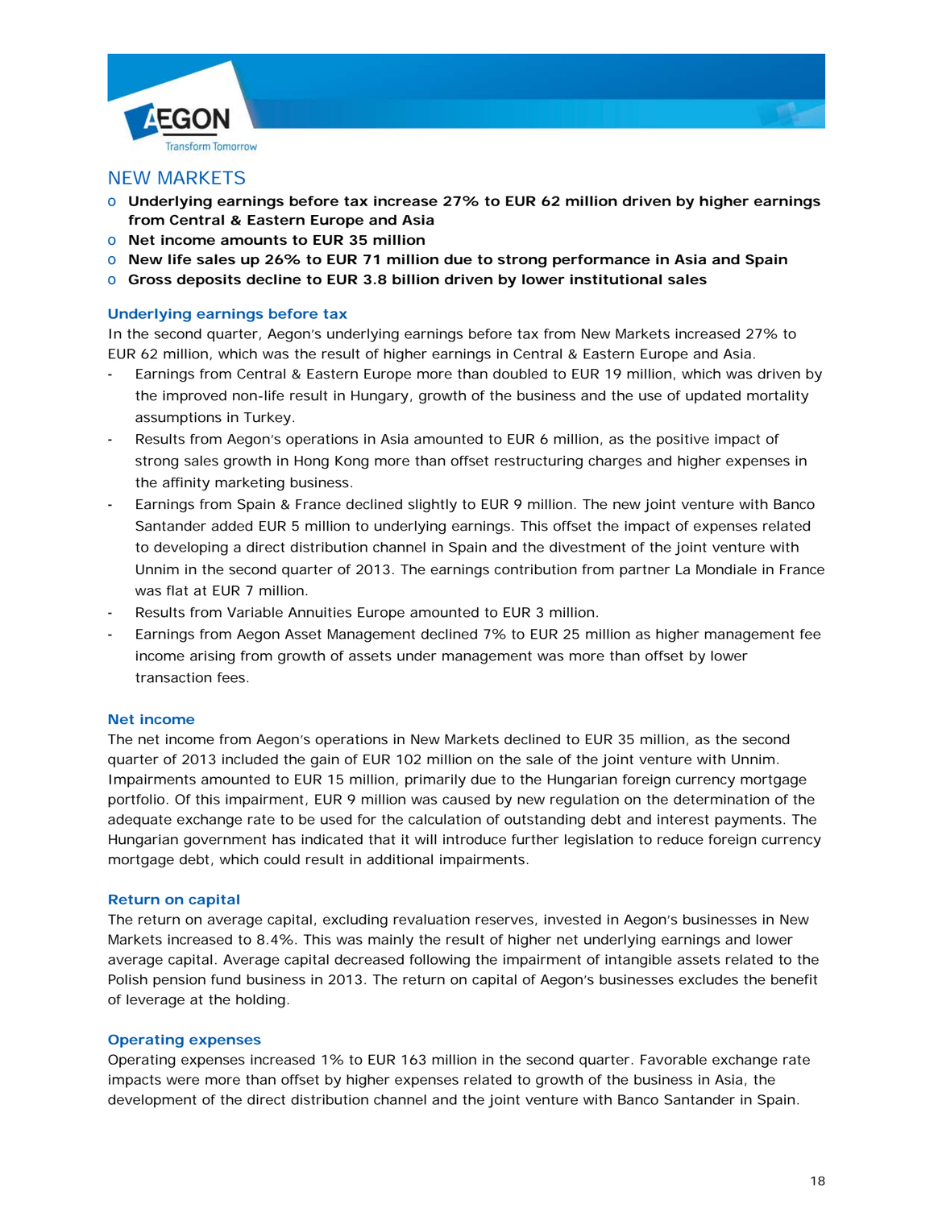## NEW MARKETS

- **Underlying earnings before tax increase 27% to EUR 62 million driven by higher earnings from Central & Eastern Europe and Asia**
- **Net income amounts to EUR 35 million**
- **New life sales up 26% to EUR 71 million due to strong performance in Asia and Spain**
- **Gross deposits decline to EUR 3.8 billion driven by lower institutional sales**

### Underlying earnings before tax

In the second quarter, Aegon's underlying earnings before tax from New Markets increased 27% to EUR 62 million, which was the result of higher earnings in Central & Eastern Europe and Asia.

- Earnings from Central & Eastern Europe more than doubled to EUR 19 million, which was driven by the improved non-life result in Hungary, growth of the business and the use of updated mortality assumptions in Turkey.
- Results from Aegon's operations in Asia amounted to EUR 6 million, as the positive impact of strong sales growth in Hong Kong more than offset restructuring charges and higher expenses in the affinity marketing business.
- Earnings from Spain & France declined slightly to EUR 9 million. The new joint venture with Banco Santander added EUR 5 million to underlying earnings. This offset the impact of expenses related to developing a direct distribution channel in Spain and the divestment of the joint venture with Unnim in the second quarter of 2013. The earnings contribution from partner La Mondiale in France was flat at EUR 7 million.
- Results from Variable Annuities Europe amounted to EUR 3 million.
- Earnings from Aegon Asset Management declined 7% to EUR 25 million as higher management fee income arising from growth of assets under management was more than offset by lower transaction fees.

### Net income

The net income from Aegon's operations in New Markets declined to EUR 35 million, as the second quarter of 2013 included the gain of EUR 102 million on the sale of the joint venture with Unnim. Impairments amounted to EUR 15 million, primarily due to the Hungarian foreign currency mortgage portfolio. Of this impairment, EUR 9 million was caused by new regulation on the determination of the adequate exchange rate to be used for the calculation of outstanding debt and interest payments. The Hungarian government has indicated that it will introduce further legislation to reduce foreign currency mortgage debt, which could result in additional impairments.

### Return on capital

The return on average capital, excluding revaluation reserves, invested in Aegon's businesses in New Markets increased to 8.4%. This was mainly the result of higher net underlying earnings and lower average capital. Average capital decreased following the impairment of intangible assets related to the Polish pension fund business in 2013. The return on capital of Aegon's businesses excludes the benefit of leverage at the holding.

### Operating expenses

Operating expenses increased 1% to EUR 163 million in the second quarter. Favorable exchange rate impacts were more than offset by higher expenses related to growth of the business in Asia, the development of the direct distribution channel and the joint venture with Banco Santander in Spain.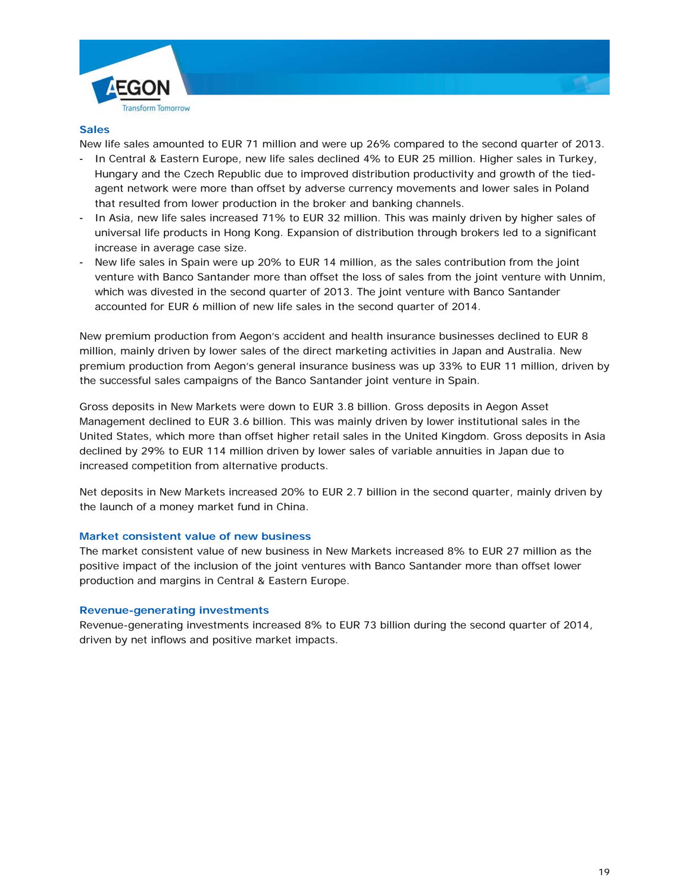### Sales

New life sales amounted to EUR 71 million and were up 26% compared to the second quarter of 2013.

- In Central & Eastern Europe, new life sales declined 4% to EUR 25 million. Higher sales in Turkey, Hungary and the Czech Republic due to improved distribution productivity and growth of the tied-agent network were more than offset by adverse currency movements and lower sales in Poland that resulted from lower production in the broker and banking channels.
- In Asia, new life sales increased 71% to EUR 32 million. This was mainly driven by higher sales of universal life products in Hong Kong. Expansion of distribution through brokers led to a significant increase in average case size.
- New life sales in Spain were up 20% to EUR 14 million, as the sales contribution from the joint venture with Banco Santander more than offset the loss of sales from the joint venture with Unnim, which was divested in the second quarter of 2013. The joint venture with Banco Santander accounted for EUR 6 million of new life sales in the second quarter of 2014.

New premium production from Aegon's accident and health insurance businesses declined to EUR 8 million, mainly driven by lower sales of the direct marketing activities in Japan and Australia. New premium production from Aegon's general insurance business was up 33% to EUR 11 million, driven by the successful sales campaigns of the Banco Santander joint venture in Spain.

Gross deposits in New Markets were down to EUR 3.8 billion. Gross deposits in Aegon Asset Management declined to EUR 3.6 billion. This was mainly driven by lower institutional sales in the United States, which more than offset higher retail sales in the United Kingdom. Gross deposits in Asia declined by 29% to EUR 114 million driven by lower sales of variable annuities in Japan due to increased competition from alternative products.

Net deposits in New Markets increased 20% to EUR 2.7 billion in the second quarter, mainly driven by the launch of a money market fund in China.

### Market consistent value of new business

The market consistent value of new business in New Markets increased 8% to EUR 27 million as the positive impact of the inclusion of the joint ventures with Banco Santander more than offset lower production and margins in Central & Eastern Europe.

### Revenue-generating investments

Revenue-generating investments increased 8% to EUR 73 billion during the second quarter of 2014, driven by net inflows and positive market impacts.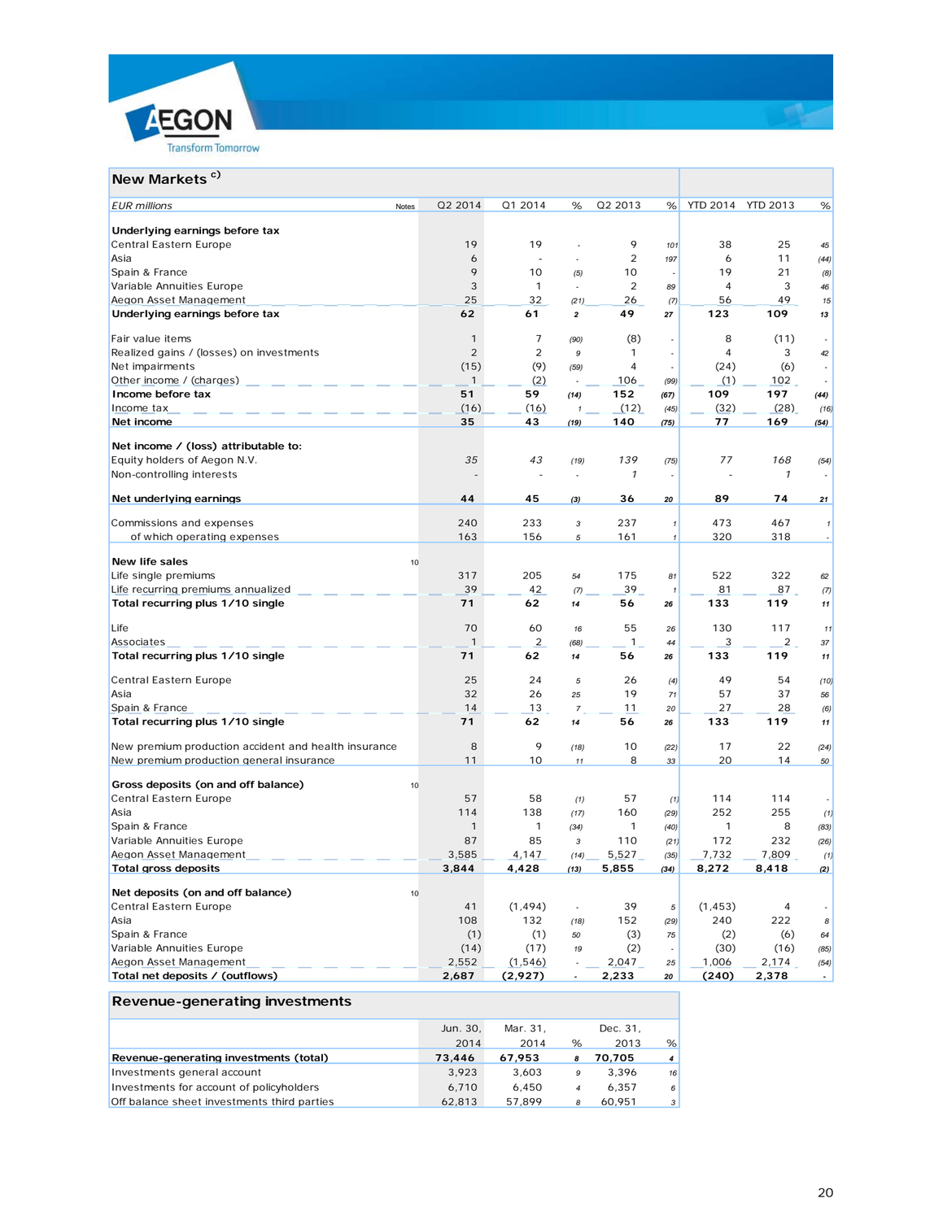## New Markets [c)]

| EUR millions | Notes | Q2 2014 | Q1 2014 | % | Q2 2013 | % | YTD 2014 | YTD 2013 | % |
|---|---|---|---|---|---|---|---|---|---|
| **Underlying earnings before tax** | | | | | | | | | |
| Central Eastern Europe | | 19 | 19 | - | 9 | 101 | 38 | 25 | 45 |
| Asia | | 6 | - | - | 2 | 197 | 6 | 11 | (44) |
| Spain & France | | 9 | 10 | (5) | 10 | - | 19 | 21 | (8) |
| Variable Annuities Europe | | 3 | 1 | - | 2 | 89 | 4 | 3 | 46 |
| Aegon Asset Management | | 25 | 32 | (21) | 26 | (7) | 56 | 49 | 15 |
| **Underlying earnings before tax** | | **62** | **61** | **2** | **49** | **27** | **123** | **109** | **13** |
| Fair value items | | 1 | 7 | (90) | (8) | - | 8 | (11) | - |
| Realized gains / (losses) on investments | | 2 | 2 | 9 | 1 | - | 4 | 3 | 42 |
| Net impairments | | (15) | (9) | (59) | 4 | - | (24) | (6) | - |
| Other income / (charges) | | 1 | (2) | - | 106 | (99) | (1) | 102 | - |
| **Income before tax** | | **51** | **59** | **(14)** | **152** | **(67)** | **109** | **197** | **(44)** |
| Income tax | | (16) | (16) | 1 | (12) | (45) | (32) | (28) | (16) |
| **Net income** | | **35** | **43** | **(19)** | **140** | **(75)** | **77** | **169** | **(54)** |
| **Net income / (loss) attributable to:** | | | | | | | | | |
| Equity holders of Aegon N.V. | | *35* | *43* | *(19)* | *139* | *(75)* | *77* | *168* | *(54)* |
| Non-controlling interests | | *-* | *-* | *-* | *1* | *-* | *-* | *1* | *-* |
| **Net underlying earnings** | | **44** | **45** | **(3)** | **36** | **20** | **89** | **74** | **21** |
| Commissions and expenses | | 240 | 233 | 3 | 237 | 1 | 473 | 467 | 1 |
| of which operating expenses | | 163 | 156 | 5 | 161 | 1 | 320 | 318 | - |
| **New life sales** | 10 | | | | | | | | |
| Life single premiums | | 317 | 205 | 54 | 175 | 81 | 522 | 322 | 62 |
| Life recurring premiums annualized | | 39 | 42 | (7) | 39 | 1 | 81 | 87 | (7) |
| **Total recurring plus 1/10 single** | | **71** | **62** | **14** | **56** | **26** | **133** | **119** | **11** |
| Life | | 70 | 60 | 16 | 55 | 26 | 130 | 117 | 11 |
| Associates | | 1 | 2 | (68) | 1 | 44 | 3 | 2 | 37 |
| **Total recurring plus 1/10 single** | | **71** | **62** | **14** | **56** | **26** | **133** | **119** | **11** |
| Central Eastern Europe | | 25 | 24 | 5 | 26 | (4) | 49 | 54 | (10) |
| Asia | | 32 | 26 | 25 | 19 | 71 | 57 | 37 | 56 |
| Spain & France | | 14 | 13 | 7 | 11 | 20 | 27 | 28 | (6) |
| **Total recurring plus 1/10 single** | | **71** | **62** | **14** | **56** | **26** | **133** | **119** | **11** |
| New premium production accident and health insurance | | 8 | 9 | (18) | 10 | (22) | 17 | 22 | (24) |
| New premium production general insurance | | 11 | 10 | 11 | 8 | 33 | 20 | 14 | 50 |
| **Gross deposits (on and off balance)** | 10 | | | | | | | | |
| Central Eastern Europe | | 57 | 58 | (1) | 57 | (1) | 114 | 114 | - |
| Asia | | 114 | 138 | (17) | 160 | (29) | 252 | 255 | (1) |
| Spain & France | | 1 | 1 | (34) | 1 | (40) | 1 | 8 | (83) |
| Variable Annuities Europe | | 87 | 85 | 3 | 110 | (21) | 172 | 232 | (26) |
| Aegon Asset Management | | 3,585 | 4,147 | (14) | 5,527 | (35) | 7,732 | 7,809 | (1) |
| **Total gross deposits** | | **3,844** | **4,428** | **(13)** | **5,855** | **(34)** | **8,272** | **8,418** | **(2)** |
| **Net deposits (on and off balance)** | 10 | | | | | | | | |
| Central Eastern Europe | | 41 | (1,494) | - | 39 | 5 | (1,453) | 4 | - |
| Asia | | 108 | 132 | (18) | 152 | (29) | 240 | 222 | 8 |
| Spain & France | | (1) | (1) | 50 | (3) | 75 | (2) | (6) | 64 |
| Variable Annuities Europe | | (14) | (17) | 19 | (2) | - | (30) | (16) | (85) |
| Aegon Asset Management | | 2,552 | (1,546) | - | 2,047 | 25 | 1,006 | 2,174 | (54) |
| **Total net deposits / (outflows)** | | **2,687** | **(2,927)** | **-** | **2,233** | **20** | **(240)** | **2,378** | **-** |

## Revenue-generating investments

| | Jun. 30, 2014 | Mar. 31, 2014 | % | Dec. 31, 2013 | % |
|---|---|---|---|---|---|
| **Revenue-generating investments (total)** | **73,446** | **67,953** | **8** | **70,705** | **4** |
| Investments general account | 3,923 | 3,603 | 9 | 3,396 | 16 |
| Investments for account of policyholders | 6,710 | 6,450 | 4 | 6,357 | 6 |
| Off balance sheet investments third parties | 62,813 | 57,899 | 8 | 60,951 | 3 |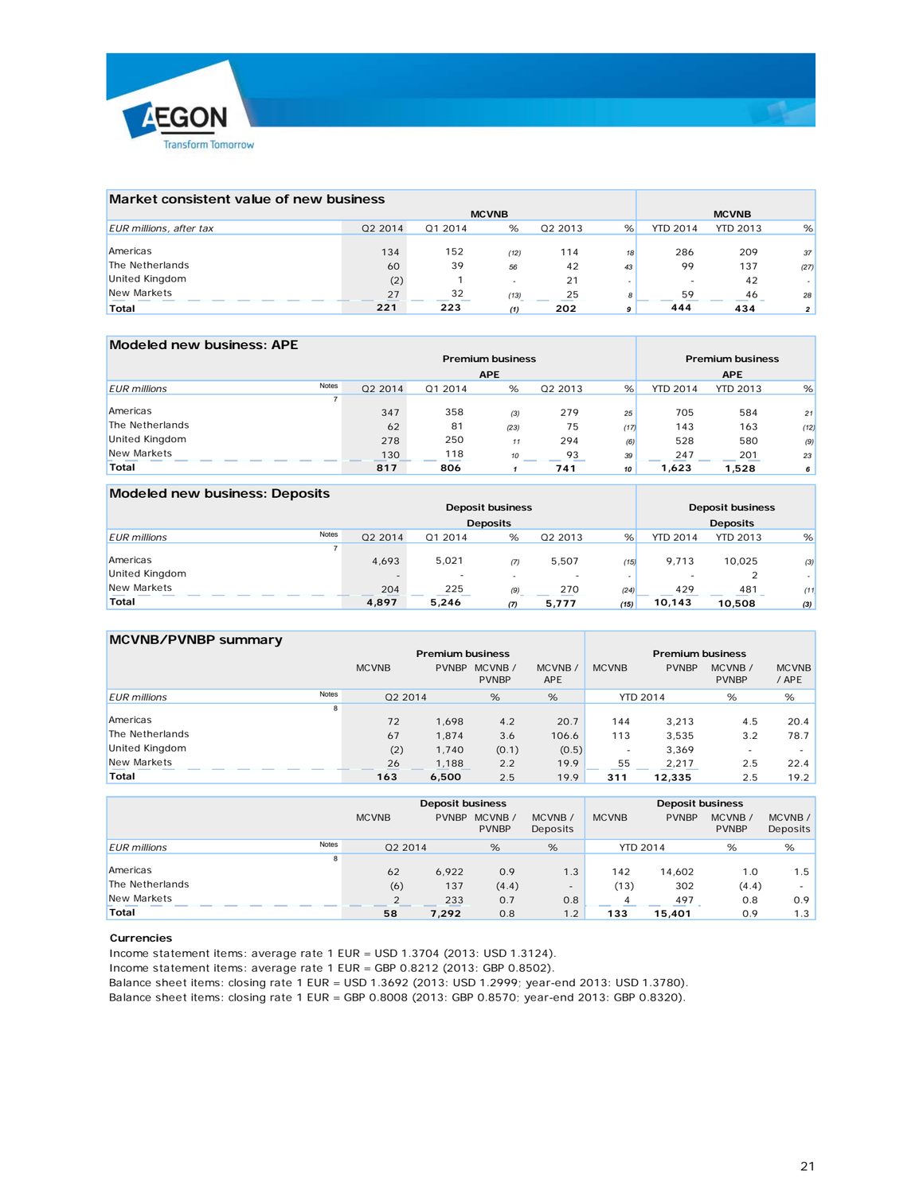## Market consistent value of new business

| EUR millions, after tax | MCVNB Q2 2014 | Q1 2014 | % | Q2 2013 | % | MCVNB YTD 2014 | YTD 2013 | % |
|---|---|---|---|---|---|---|---|---|
| Americas | 134 | 152 | (12) | 114 | 18 | 286 | 209 | 37 |
| The Netherlands | 60 | 39 | 56 | 42 | 43 | 99 | 137 | (27) |
| United Kingdom | (2) | 1 | - | 21 | - | - | 42 | - |
| New Markets | 27 | 32 | (13) | 25 | 8 | 59 | 46 | 28 |
| **Total** | **221** | **223** | (1) | **202** | 9 | **444** | **434** | 2 |

## Modeled new business: APE

| EUR millions | Notes | Premium business APE Q2 2014 | Q1 2014 | % | Q2 2013 | % | Premium business APE YTD 2014 | YTD 2013 | % |
|---|---|---|---|---|---|---|---|---|---|
| | 7 | | | | | | | | |
| Americas | | 347 | 358 | (3) | 279 | 25 | 705 | 584 | 21 |
| The Netherlands | | 62 | 81 | (23) | 75 | (17) | 143 | 163 | (12) |
| United Kingdom | | 278 | 250 | 11 | 294 | (6) | 528 | 580 | (9) |
| New Markets | | 130 | 118 | 10 | 93 | 39 | 247 | 201 | 23 |
| **Total** | | **817** | **806** | 1 | **741** | 10 | **1,623** | **1,528** | 6 |

## Modeled new business: Deposits

| EUR millions | Notes | Deposit business Deposits Q2 2014 | Q1 2014 | % | Q2 2013 | % | Deposit business Deposits YTD 2014 | YTD 2013 | % |
|---|---|---|---|---|---|---|---|---|---|
| | 7 | | | | | | | | |
| Americas | | 4,693 | 5,021 | (7) | 5,507 | (15) | 9,713 | 10,025 | (3) |
| United Kingdom | | - | - | - | - | - | - | 2 | - |
| New Markets | | 204 | 225 | (9) | 270 | (24) | 429 | 481 | (11) |
| **Total** | | **4,897** | **5,246** | (7) | **5,777** | (15) | **10,143** | **10,508** | (3) |

## MCVNB/PVNBP summary

| EUR millions | Notes | Premium business MCVNB Q2 2014 | PVNBP Q2 2014 | MCVNB / PVNBP % | MCVNB / APE % | Premium business MCVNB YTD 2014 | PVNBP YTD 2014 | MCVNB / PVNBP % | MCVNB / APE % |
|---|---|---|---|---|---|---|---|---|---|
| | 8 | | | | | | | | |
| Americas | | 72 | 1,698 | 4.2 | 20.7 | 144 | 3,213 | 4.5 | 20.4 |
| The Netherlands | | 67 | 1,874 | 3.6 | 106.6 | 113 | 3,535 | 3.2 | 78.7 |
| United Kingdom | | (2) | 1,740 | (0.1) | (0.5) | - | 3,369 | - | - |
| New Markets | | 26 | 1,188 | 2.2 | 19.9 | 55 | 2,217 | 2.5 | 22.4 |
| **Total** | | **163** | **6,500** | 2.5 | 19.9 | **311** | **12,335** | 2.5 | 19.2 |

| EUR millions | Notes | Deposit business MCVNB Q2 2014 | PVNBP Q2 2014 | MCVNB / PVNBP % | MCVNB / Deposits % | Deposit business MCVNB YTD 2014 | PVNBP YTD 2014 | MCVNB / PVNBP % | MCVNB / Deposits % |
|---|---|---|---|---|---|---|---|---|---|
| | 8 | | | | | | | | |
| Americas | | 62 | 6,922 | 0.9 | 1.3 | 142 | 14,602 | 1.0 | 1.5 |
| The Netherlands | | (6) | 137 | (4.4) | - | (13) | 302 | (4.4) | - |
| New Markets | | 2 | 233 | 0.7 | 0.8 | 4 | 497 | 0.8 | 0.9 |
| **Total** | | **58** | **7,292** | 0.8 | 1.2 | **133** | **15,401** | 0.9 | 1.3 |

**Currencies**

Income statement items: average rate 1 EUR = USD 1.3704 (2013: USD 1.3124).
Income statement items: average rate 1 EUR = GBP 0.8212 (2013: GBP 0.8502).
Balance sheet items: closing rate 1 EUR = USD 1.3692 (2013: USD 1.2999; year-end 2013: USD 1.3780).
Balance sheet items: closing rate 1 EUR = GBP 0.8008 (2013: GBP 0.8570; year-end 2013: GBP 0.8320).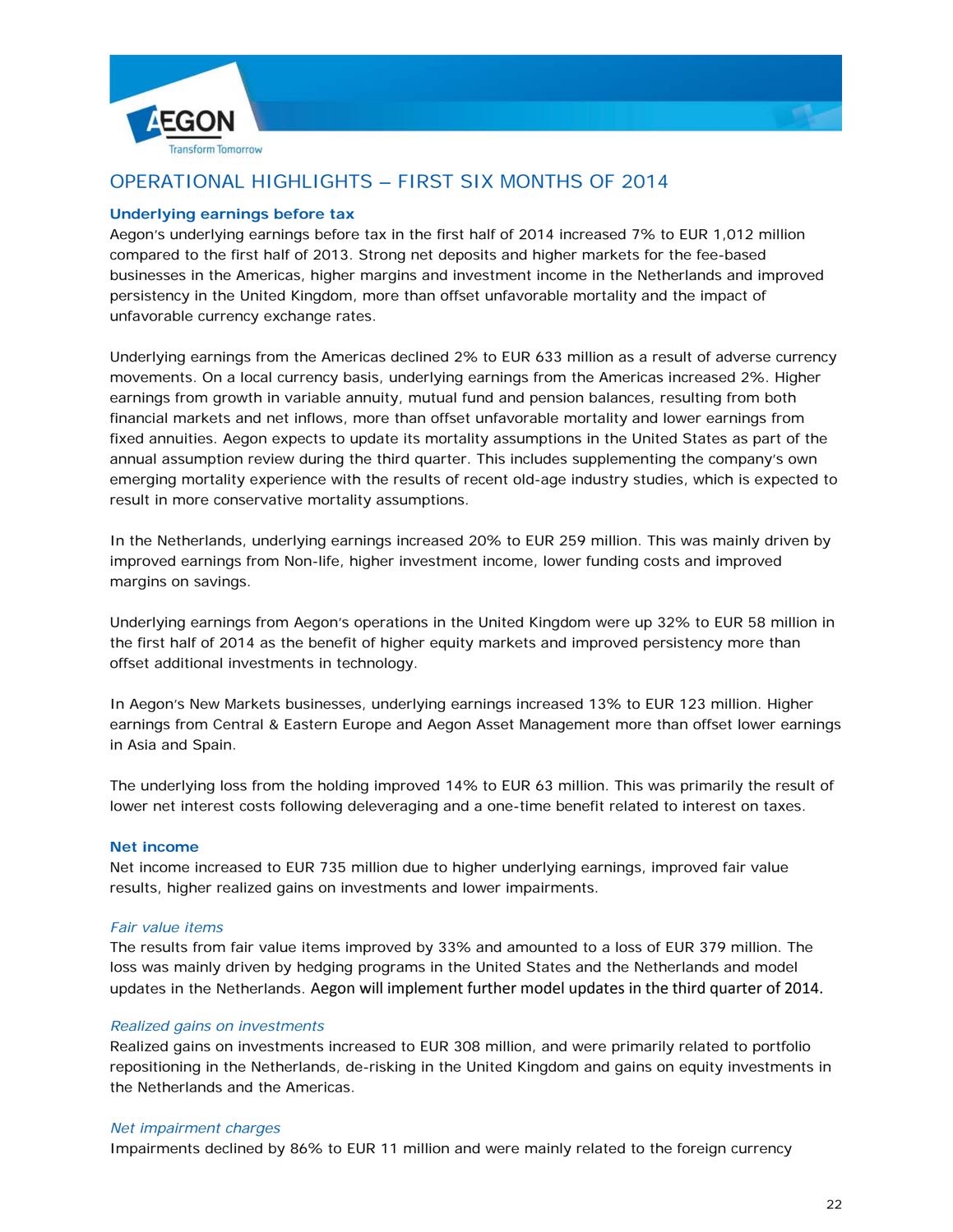## OPERATIONAL HIGHLIGHTS – FIRST SIX MONTHS OF 2014

### Underlying earnings before tax

Aegon's underlying earnings before tax in the first half of 2014 increased 7% to EUR 1,012 million compared to the first half of 2013. Strong net deposits and higher markets for the fee-based businesses in the Americas, higher margins and investment income in the Netherlands and improved persistency in the United Kingdom, more than offset unfavorable mortality and the impact of unfavorable currency exchange rates.

Underlying earnings from the Americas declined 2% to EUR 633 million as a result of adverse currency movements. On a local currency basis, underlying earnings from the Americas increased 2%. Higher earnings from growth in variable annuity, mutual fund and pension balances, resulting from both financial markets and net inflows, more than offset unfavorable mortality and lower earnings from fixed annuities. Aegon expects to update its mortality assumptions in the United States as part of the annual assumption review during the third quarter. This includes supplementing the company's own emerging mortality experience with the results of recent old-age industry studies, which is expected to result in more conservative mortality assumptions.

In the Netherlands, underlying earnings increased 20% to EUR 259 million. This was mainly driven by improved earnings from Non-life, higher investment income, lower funding costs and improved margins on savings.

Underlying earnings from Aegon's operations in the United Kingdom were up 32% to EUR 58 million in the first half of 2014 as the benefit of higher equity markets and improved persistency more than offset additional investments in technology.

In Aegon's New Markets businesses, underlying earnings increased 13% to EUR 123 million. Higher earnings from Central & Eastern Europe and Aegon Asset Management more than offset lower earnings in Asia and Spain.

The underlying loss from the holding improved 14% to EUR 63 million. This was primarily the result of lower net interest costs following deleveraging and a one-time benefit related to interest on taxes.

### Net income

Net income increased to EUR 735 million due to higher underlying earnings, improved fair value results, higher realized gains on investments and lower impairments.

*Fair value items*

The results from fair value items improved by 33% and amounted to a loss of EUR 379 million. The loss was mainly driven by hedging programs in the United States and the Netherlands and model updates in the Netherlands. Aegon will implement further model updates in the third quarter of 2014.

*Realized gains on investments*

Realized gains on investments increased to EUR 308 million, and were primarily related to portfolio repositioning in the Netherlands, de-risking in the United Kingdom and gains on equity investments in the Netherlands and the Americas.

*Net impairment charges*

Impairments declined by 86% to EUR 11 million and were mainly related to the foreign currency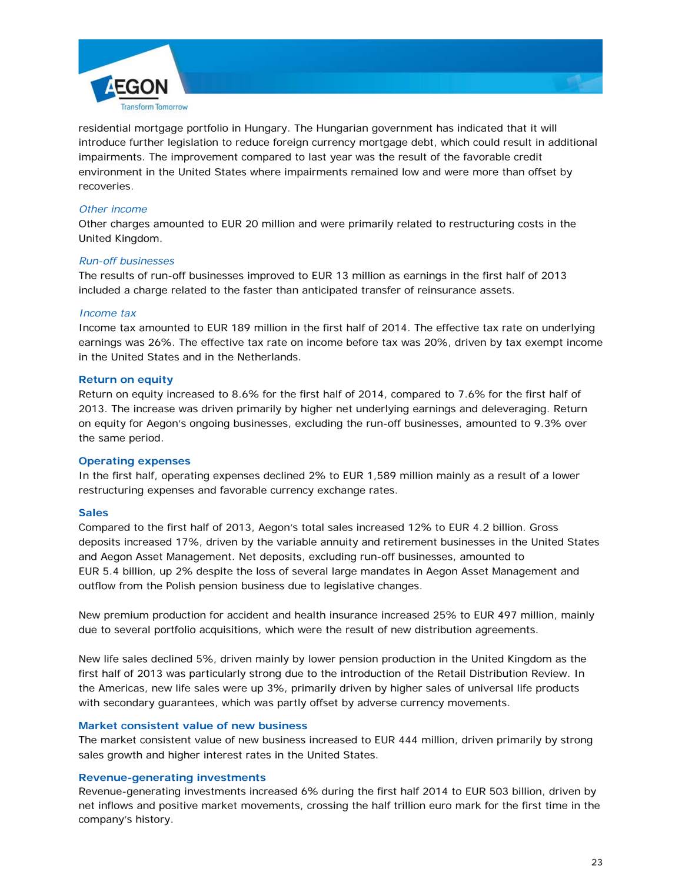residential mortgage portfolio in Hungary. The Hungarian government has indicated that it will introduce further legislation to reduce foreign currency mortgage debt, which could result in additional impairments. The improvement compared to last year was the result of the favorable credit environment in the United States where impairments remained low and were more than offset by recoveries.

*Other income*

Other charges amounted to EUR 20 million and were primarily related to restructuring costs in the United Kingdom.

*Run-off businesses*

The results of run-off businesses improved to EUR 13 million as earnings in the first half of 2013 included a charge related to the faster than anticipated transfer of reinsurance assets.

*Income tax*

Income tax amounted to EUR 189 million in the first half of 2014. The effective tax rate on underlying earnings was 26%. The effective tax rate on income before tax was 20%, driven by tax exempt income in the United States and in the Netherlands.

**Return on equity**

Return on equity increased to 8.6% for the first half of 2014, compared to 7.6% for the first half of 2013. The increase was driven primarily by higher net underlying earnings and deleveraging. Return on equity for Aegon's ongoing businesses, excluding the run-off businesses, amounted to 9.3% over the same period.

**Operating expenses**

In the first half, operating expenses declined 2% to EUR 1,589 million mainly as a result of a lower restructuring expenses and favorable currency exchange rates.

**Sales**

Compared to the first half of 2013, Aegon's total sales increased 12% to EUR 4.2 billion. Gross deposits increased 17%, driven by the variable annuity and retirement businesses in the United States and Aegon Asset Management. Net deposits, excluding run-off businesses, amounted to EUR 5.4 billion, up 2% despite the loss of several large mandates in Aegon Asset Management and outflow from the Polish pension business due to legislative changes.

New premium production for accident and health insurance increased 25% to EUR 497 million, mainly due to several portfolio acquisitions, which were the result of new distribution agreements.

New life sales declined 5%, driven mainly by lower pension production in the United Kingdom as the first half of 2013 was particularly strong due to the introduction of the Retail Distribution Review. In the Americas, new life sales were up 3%, primarily driven by higher sales of universal life products with secondary guarantees, which was partly offset by adverse currency movements.

**Market consistent value of new business**

The market consistent value of new business increased to EUR 444 million, driven primarily by strong sales growth and higher interest rates in the United States.

**Revenue-generating investments**

Revenue-generating investments increased 6% during the first half 2014 to EUR 503 billion, driven by net inflows and positive market movements, crossing the half trillion euro mark for the first time in the company's history.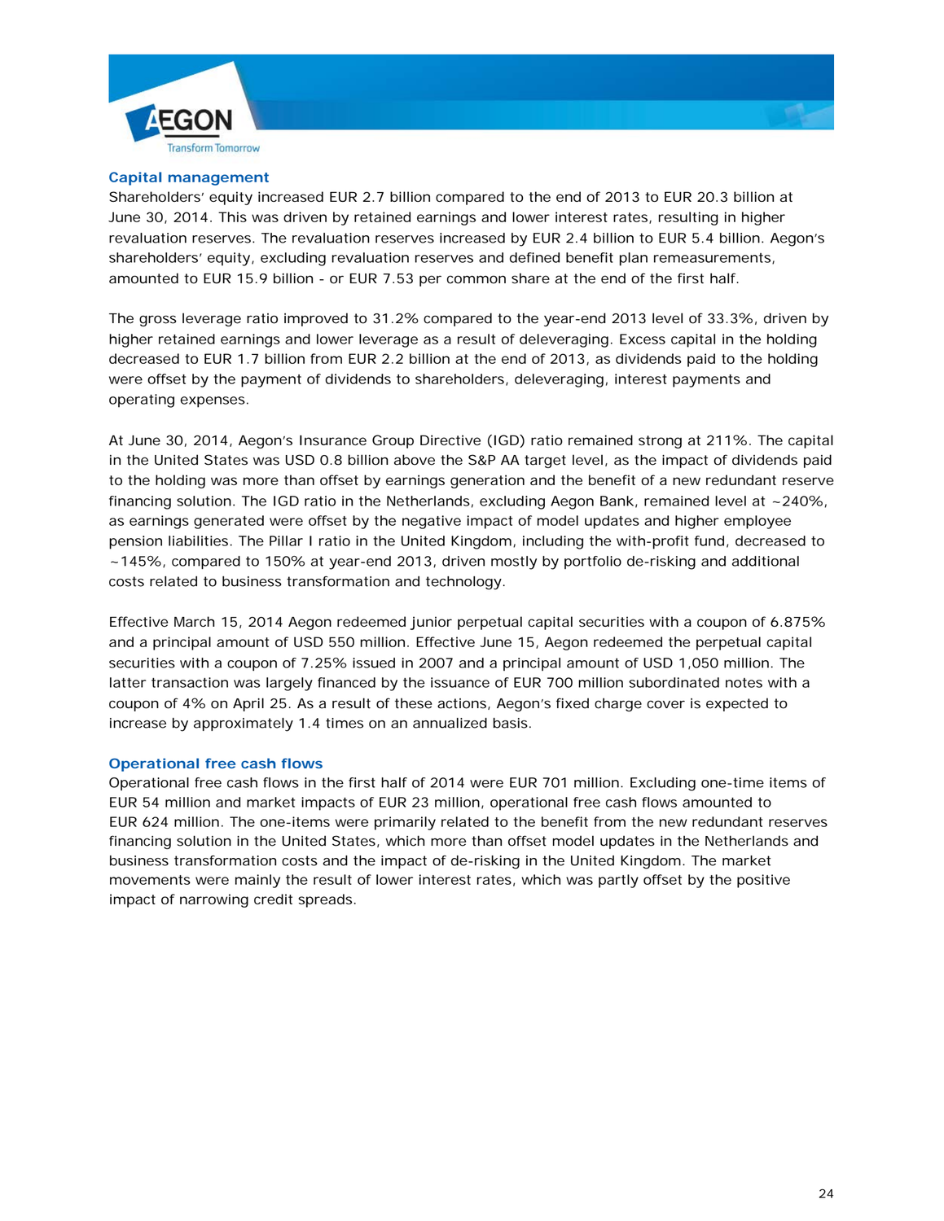## Capital management

Shareholders' equity increased EUR 2.7 billion compared to the end of 2013 to EUR 20.3 billion at June 30, 2014. This was driven by retained earnings and lower interest rates, resulting in higher revaluation reserves. The revaluation reserves increased by EUR 2.4 billion to EUR 5.4 billion. Aegon's shareholders' equity, excluding revaluation reserves and defined benefit plan remeasurements, amounted to EUR 15.9 billion - or EUR 7.53 per common share at the end of the first half.

The gross leverage ratio improved to 31.2% compared to the year-end 2013 level of 33.3%, driven by higher retained earnings and lower leverage as a result of deleveraging. Excess capital in the holding decreased to EUR 1.7 billion from EUR 2.2 billion at the end of 2013, as dividends paid to the holding were offset by the payment of dividends to shareholders, deleveraging, interest payments and operating expenses.

At June 30, 2014, Aegon's Insurance Group Directive (IGD) ratio remained strong at 211%. The capital in the United States was USD 0.8 billion above the S&P AA target level, as the impact of dividends paid to the holding was more than offset by earnings generation and the benefit of a new redundant reserve financing solution. The IGD ratio in the Netherlands, excluding Aegon Bank, remained level at ~240%, as earnings generated were offset by the negative impact of model updates and higher employee pension liabilities. The Pillar I ratio in the United Kingdom, including the with-profit fund, decreased to ~145%, compared to 150% at year-end 2013, driven mostly by portfolio de-risking and additional costs related to business transformation and technology.

Effective March 15, 2014 Aegon redeemed junior perpetual capital securities with a coupon of 6.875% and a principal amount of USD 550 million. Effective June 15, Aegon redeemed the perpetual capital securities with a coupon of 7.25% issued in 2007 and a principal amount of USD 1,050 million. The latter transaction was largely financed by the issuance of EUR 700 million subordinated notes with a coupon of 4% on April 25. As a result of these actions, Aegon's fixed charge cover is expected to increase by approximately 1.4 times on an annualized basis.

## Operational free cash flows

Operational free cash flows in the first half of 2014 were EUR 701 million. Excluding one-time items of EUR 54 million and market impacts of EUR 23 million, operational free cash flows amounted to EUR 624 million. The one-items were primarily related to the benefit from the new redundant reserves financing solution in the United States, which more than offset model updates in the Netherlands and business transformation costs and the impact of de-risking in the United Kingdom. The market movements were mainly the result of lower interest rates, which was partly offset by the positive impact of narrowing credit spreads.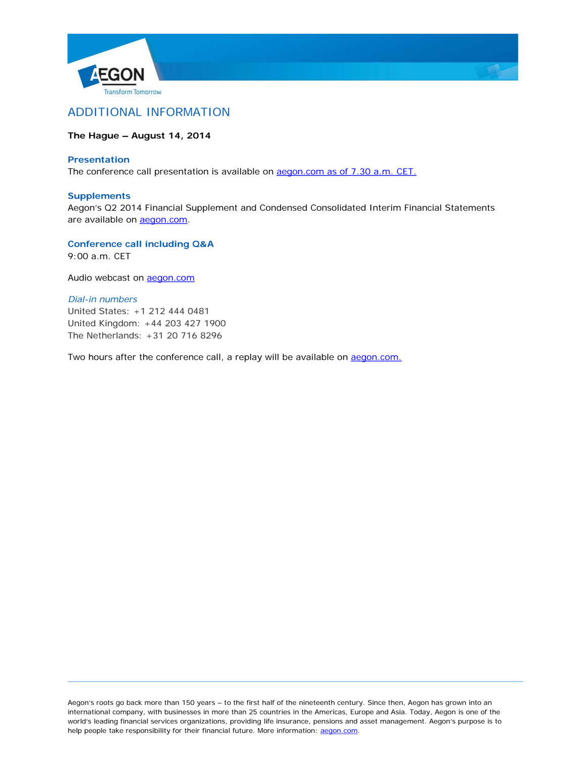## ADDITIONAL INFORMATION

**The Hague – August 14, 2014**

### Presentation

The conference call presentation is available on aegon.com as of 7.30 a.m. CET.

### Supplements

Aegon's Q2 2014 Financial Supplement and Condensed Consolidated Interim Financial Statements are available on aegon.com.

### Conference call including Q&A

9:00 a.m. CET

Audio webcast on aegon.com

*Dial-in numbers*

United States: +1 212 444 0481
United Kingdom: +44 203 427 1900
The Netherlands: +31 20 716 8296

Two hours after the conference call, a replay will be available on aegon.com.

---

Aegon's roots go back more than 150 years – to the first half of the nineteenth century. Since then, Aegon has grown into an international company, with businesses in more than 25 countries in the Americas, Europe and Asia. Today, Aegon is one of the world's leading financial services organizations, providing life insurance, pensions and asset management. Aegon's purpose is to help people take responsibility for their financial future. More information: aegon.com.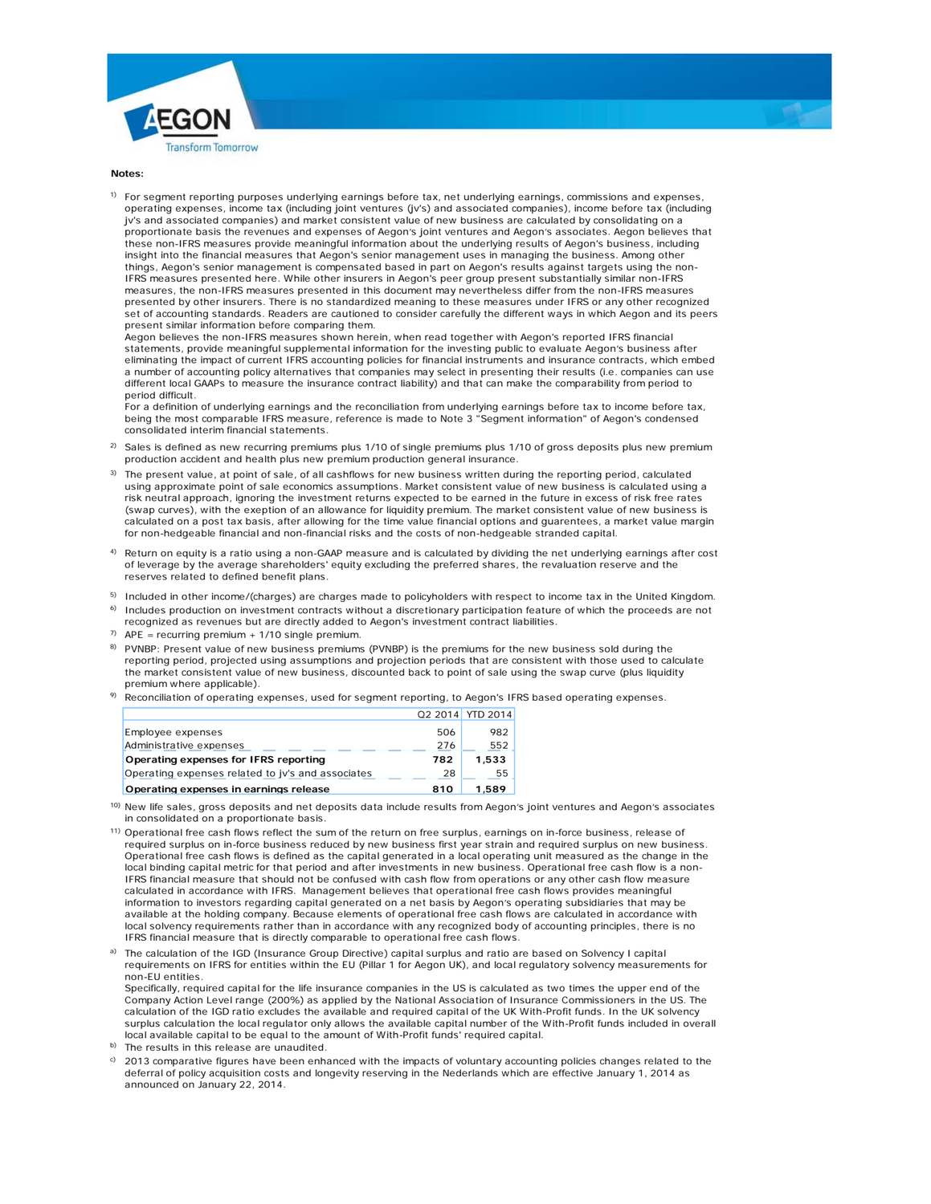**Notes:**

1) For segment reporting purposes underlying earnings before tax, net underlying earnings, commissions and expenses, operating expenses, income tax (including joint ventures (jv's) and associated companies), income before tax (including jv's and associated companies) and market consistent value of new business are calculated by consolidating on a proportionate basis the revenues and expenses of Aegon's joint ventures and Aegon's associates. Aegon believes that these non-IFRS measures provide meaningful information about the underlying results of Aegon's business, including insight into the financial measures that Aegon's senior management uses in managing the business. Among other things, Aegon's senior management is compensated based in part on Aegon's results against targets using the non-IFRS measures presented here. While other insurers in Aegon's peer group present substantially similar non-IFRS measures, the non-IFRS measures presented in this document may nevertheless differ from the non-IFRS measures presented by other insurers. There is no standardized meaning to these measures under IFRS or any other recognized set of accounting standards. Readers are cautioned to consider carefully the different ways in which Aegon and its peers present similar information before comparing them.
Aegon believes the non-IFRS measures shown herein, when read together with Aegon's reported IFRS financial statements, provide meaningful supplemental information for the investing public to evaluate Aegon's business after eliminating the impact of current IFRS accounting policies for financial instruments and insurance contracts, which embed a number of accounting policy alternatives that companies may select in presenting their results (i.e. companies can use different local GAAPs to measure the insurance contract liability) and that can make the comparability from period to period difficult.
For a definition of underlying earnings and the reconciliation from underlying earnings before tax to income before tax, being the most comparable IFRS measure, reference is made to Note 3 "Segment information" of Aegon's condensed consolidated interim financial statements.

2) Sales is defined as new recurring premiums plus 1/10 of single premiums plus 1/10 of gross deposits plus new premium production accident and health plus new premium production general insurance.

3) The present value, at point of sale, of all cashflows for new business written during the reporting period, calculated using approximate point of sale economics assumptions. Market consistent value of new business is calculated using a risk neutral approach, ignoring the investment returns expected to be earned in the future in excess of risk free rates (swap curves), with the exeption of an allowance for liquidity premium. The market consistent value of new business is calculated on a post tax basis, after allowing for the time value financial options and guarentees, a market value margin for non-hedgeable financial and non-financial risks and the costs of non-hedgeable stranded capital.

4) Return on equity is a ratio using a non-GAAP measure and is calculated by dividing the net underlying earnings after cost of leverage by the average shareholders' equity excluding the preferred shares, the revaluation reserve and the reserves related to defined benefit plans.

5) Included in other income/(charges) are charges made to policyholders with respect to income tax in the United Kingdom.

6) Includes production on investment contracts without a discretionary participation feature of which the proceeds are not recognized as revenues but are directly added to Aegon's investment contract liabilities.

7) APE = recurring premium + 1/10 single premium.

8) PVNBP: Present value of new business premiums (PVNBP) is the premiums for the new business sold during the reporting period, projected using assumptions and projection periods that are consistent with those used to calculate the market consistent value of new business, discounted back to point of sale using the swap curve (plus liquidity premium where applicable).

9) Reconciliation of operating expenses, used for segment reporting, to Aegon's IFRS based operating expenses.

| | Q2 2014 | YTD 2014 |
|---|---|---|
| Employee expenses | 506 | 982 |
| Administrative expenses | 276 | 552 |
| **Operating expenses for IFRS reporting** | **782** | **1,533** |
| Operating expenses related to jv's and associates | 28 | 55 |
| **Operating expenses in earnings release** | **810** | **1,589** |

10) New life sales, gross deposits and net deposits data include results from Aegon's joint ventures and Aegon's associates in consolidated on a proportionate basis.

11) Operational free cash flows reflect the sum of the return on free surplus, earnings on in-force business, release of required surplus on in-force business reduced by new business first year strain and required surplus on new business. Operational free cash flows is defined as the capital generated in a local operating unit measured as the change in the local binding capital metric for that period and after investments in new business. Operational free cash flow is a non-IFRS financial measure that should not be confused with cash flow from operations or any other cash flow measure calculated in accordance with IFRS. Management believes that operational free cash flows provides meaningful information to investors regarding capital generated on a net basis by Aegon's operating subsidiaries that may be available at the holding company. Because elements of operational free cash flows are calculated in accordance with local solvency requirements rather than in accordance with any recognized body of accounting principles, there is no IFRS financial measure that is directly comparable to operational free cash flows.

a) The calculation of the IGD (Insurance Group Directive) capital surplus and ratio are based on Solvency I capital requirements on IFRS for entities within the EU (Pillar 1 for Aegon UK), and local regulatory solvency measurements for non-EU entities.
Specifically, required capital for the life insurance companies in the US is calculated as two times the upper end of the Company Action Level range (200%) as applied by the National Association of Insurance Commissioners in the US. The calculation of the IGD ratio excludes the available and required capital of the UK With-Profit funds. In the UK solvency surplus calculation the local regulator only allows the available capital number of the With-Profit funds included in overall local available capital to be equal to the amount of With-Profit funds' required capital.

b) The results in this release are unaudited.

c) 2013 comparative figures have been enhanced with the impacts of voluntary accounting policies changes related to the deferral of policy acquisition costs and longevity reserving in the Nederlands which are effective January 1, 2014 as announced on January 22, 2014.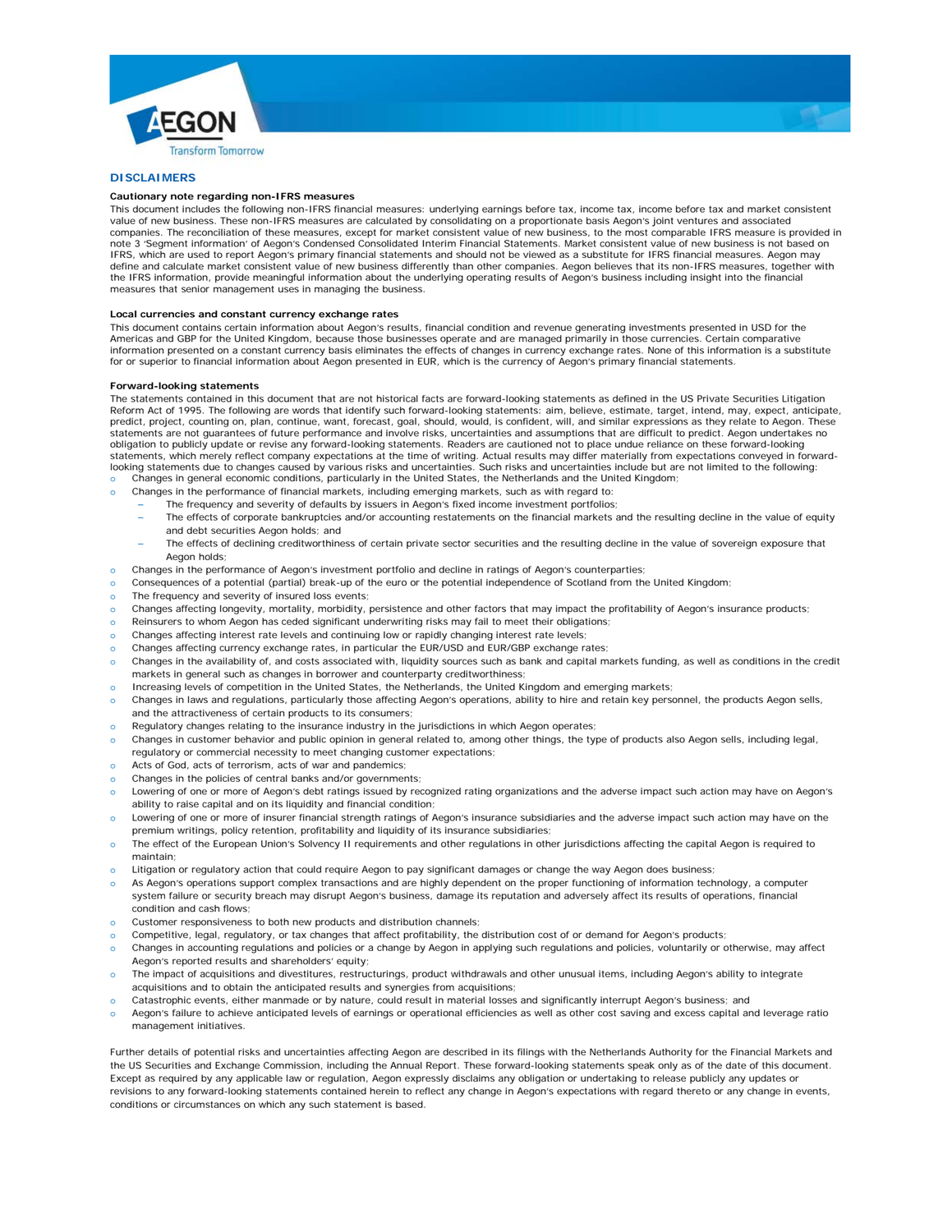AEGON

Transform Tomorrow

## DISCLAIMERS

### Cautionary note regarding non-IFRS measures

This document includes the following non-IFRS financial measures: underlying earnings before tax, income tax, income before tax and market consistent value of new business. These non-IFRS measures are calculated by consolidating on a proportionate basis Aegon's joint ventures and associated companies. The reconciliation of these measures, except for market consistent value of new business, to the most comparable IFRS measure is provided in note 3 'Segment information' of Aegon's Condensed Consolidated Interim Financial Statements. Market consistent value of new business is not based on IFRS, which are used to report Aegon's primary financial statements and should not be viewed as a substitute for IFRS financial measures. Aegon may define and calculate market consistent value of new business differently than other companies. Aegon believes that its non-IFRS measures, together with the IFRS information, provide meaningful information about the underlying operating results of Aegon's business including insight into the financial measures that senior management uses in managing the business.

### Local currencies and constant currency exchange rates

This document contains certain information about Aegon's results, financial condition and revenue generating investments presented in USD for the Americas and GBP for the United Kingdom, because those businesses operate and are managed primarily in those currencies. Certain comparative information presented on a constant currency basis eliminates the effects of changes in currency exchange rates. None of this information is a substitute for or superior to financial information about Aegon presented in EUR, which is the currency of Aegon's primary financial statements.

### Forward-looking statements

The statements contained in this document that are not historical facts are forward-looking statements as defined in the US Private Securities Litigation Reform Act of 1995. The following are words that identify such forward-looking statements: aim, believe, estimate, target, intend, may, expect, anticipate, predict, project, counting on, plan, continue, want, forecast, goal, should, would, is confident, will, and similar expressions as they relate to Aegon. These statements are not guarantees of future performance and involve risks, uncertainties and assumptions that are difficult to predict. Aegon undertakes no obligation to publicly update or revise any forward-looking statements. Readers are cautioned not to place undue reliance on these forward-looking statements, which merely reflect company expectations at the time of writing. Actual results may differ materially from expectations conveyed in forward-looking statements due to changes caused by various risks and uncertainties. Such risks and uncertainties include but are not limited to the following:

- Changes in general economic conditions, particularly in the United States, the Netherlands and the United Kingdom;
- Changes in the performance of financial markets, including emerging markets, such as with regard to:
  - The frequency and severity of defaults by issuers in Aegon's fixed income investment portfolios;
  - The effects of corporate bankruptcies and/or accounting restatements on the financial markets and the resulting decline in the value of equity and debt securities Aegon holds; and
  - The effects of declining creditworthiness of certain private sector securities and the resulting decline in the value of sovereign exposure that Aegon holds;
- Changes in the performance of Aegon's investment portfolio and decline in ratings of Aegon's counterparties;
- Consequences of a potential (partial) break-up of the euro or the potential independence of Scotland from the United Kingdom;
- The frequency and severity of insured loss events;
- Changes affecting longevity, mortality, morbidity, persistence and other factors that may impact the profitability of Aegon's insurance products;
- Reinsurers to whom Aegon has ceded significant underwriting risks may fail to meet their obligations;
- Changes affecting interest rate levels and continuing low or rapidly changing interest rate levels;
- Changes affecting currency exchange rates, in particular the EUR/USD and EUR/GBP exchange rates;
- Changes in the availability of, and costs associated with, liquidity sources such as bank and capital markets funding, as well as conditions in the credit markets in general such as changes in borrower and counterparty creditworthiness;
- Increasing levels of competition in the United States, the Netherlands, the United Kingdom and emerging markets;
- Changes in laws and regulations, particularly those affecting Aegon's operations, ability to hire and retain key personnel, the products Aegon sells, and the attractiveness of certain products to its consumers;
- Regulatory changes relating to the insurance industry in the jurisdictions in which Aegon operates;
- Changes in customer behavior and public opinion in general related to, among other things, the type of products also Aegon sells, including legal, regulatory or commercial necessity to meet changing customer expectations;
- Acts of God, acts of terrorism, acts of war and pandemics;
- Changes in the policies of central banks and/or governments;
- Lowering of one or more of Aegon's debt ratings issued by recognized rating organizations and the adverse impact such action may have on Aegon's ability to raise capital and on its liquidity and financial condition;
- Lowering of one or more of insurer financial strength ratings of Aegon's insurance subsidiaries and the adverse impact such action may have on the premium writings, policy retention, profitability and liquidity of its insurance subsidiaries;
- The effect of the European Union's Solvency II requirements and other regulations in other jurisdictions affecting the capital Aegon is required to maintain;
- Litigation or regulatory action that could require Aegon to pay significant damages or change the way Aegon does business;
- As Aegon's operations support complex transactions and are highly dependent on the proper functioning of information technology, a computer system failure or security breach may disrupt Aegon's business, damage its reputation and adversely affect its results of operations, financial condition and cash flows;
- Customer responsiveness to both new products and distribution channels;
- Competitive, legal, regulatory, or tax changes that affect profitability, the distribution cost of or demand for Aegon's products;
- Changes in accounting regulations and policies or a change by Aegon in applying such regulations and policies, voluntarily or otherwise, may affect Aegon's reported results and shareholders' equity;
- The impact of acquisitions and divestitures, restructurings, product withdrawals and other unusual items, including Aegon's ability to integrate acquisitions and to obtain the anticipated results and synergies from acquisitions;
- Catastrophic events, either manmade or by nature, could result in material losses and significantly interrupt Aegon's business; and
- Aegon's failure to achieve anticipated levels of earnings or operational efficiencies as well as other cost saving and excess capital and leverage ratio management initiatives.

Further details of potential risks and uncertainties affecting Aegon are described in its filings with the Netherlands Authority for the Financial Markets and the US Securities and Exchange Commission, including the Annual Report. These forward-looking statements speak only as of the date of this document. Except as required by any applicable law or regulation, Aegon expressly disclaims any obligation or undertaking to release publicly any updates or revisions to any forward-looking statements contained herein to reflect any change in Aegon's expectations with regard thereto or any change in events, conditions or circumstances on which any such statement is based.